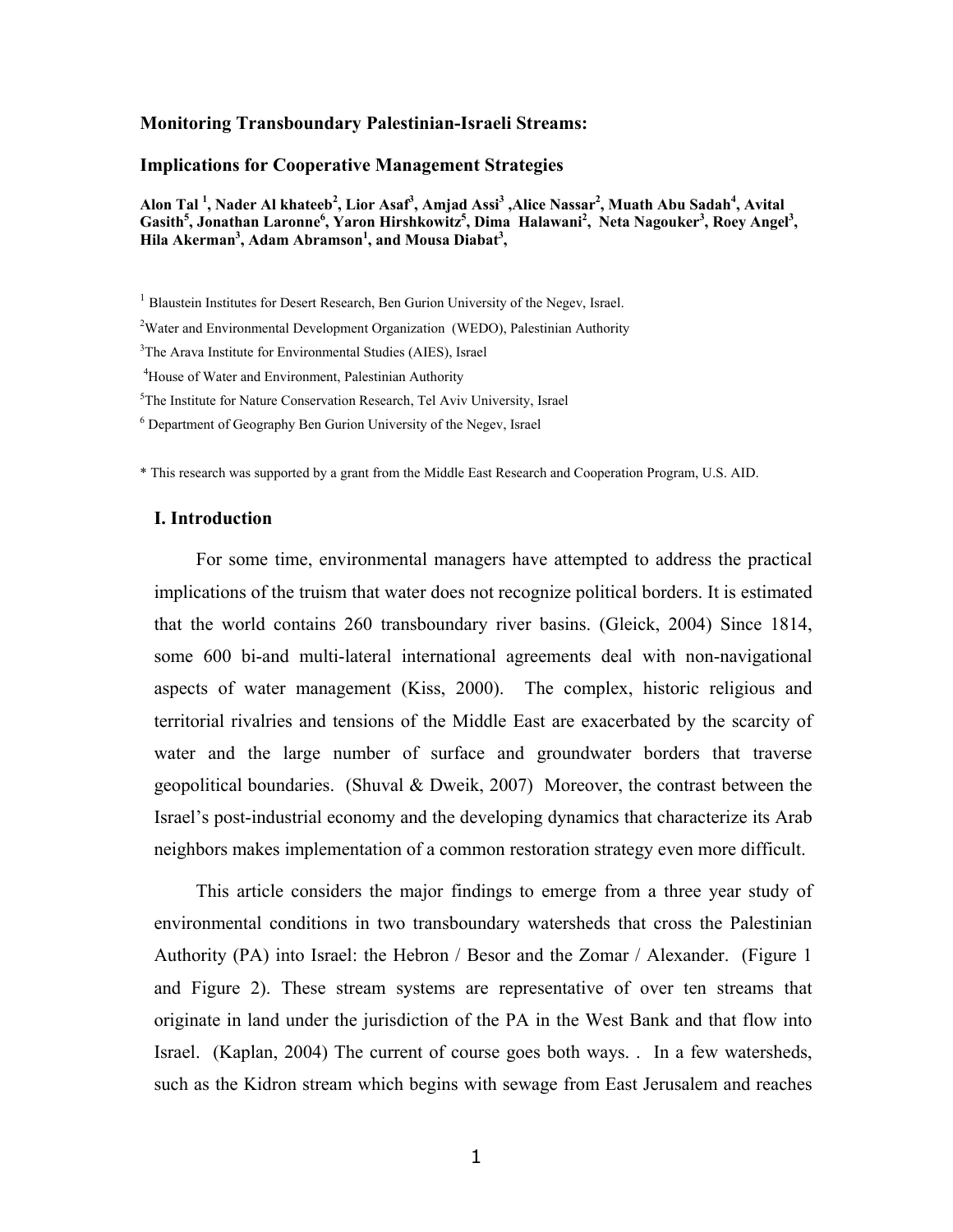**Monitoring Transboundary Palestinian-Israeli Streams:**

**Implications for Cooperative Management Strategies**

**Alon Tal [1], Nader Al khateeb[2], Lior Asaf[3], Amjad Assi[3] ,Alice Nassar[2], Muath Abu Sadah[4], Avital Gasith[5], Jonathan Laronne[6], Yaron Hirshkowitz[5], Dima Halawani[2], Neta Nagouker[3], Roey Angel[3], Hila Akerman[3], Adam Abramson[1], and Mousa Diabat[3],**

[1] Blaustein Institutes for Desert Research, Ben Gurion University of the Negev, Israel.

[2]Water and Environmental Development Organization (WEDO), Palestinian Authority

[3]The Arava Institute for Environmental Studies (AIES), Israel

[4]House of Water and Environment, Palestinian Authority

[5]The Institute for Nature Conservation Research, Tel Aviv University, Israel

[6] Department of Geography Ben Gurion University of the Negev, Israel

\* This research was supported by a grant from the Middle East Research and Cooperation Program, U.S. AID.

## I. Introduction

For some time, environmental managers have attempted to address the practical implications of the truism that water does not recognize political borders. It is estimated that the world contains 260 transboundary river basins. (Gleick, 2004) Since 1814, some 600 bi-and multi-lateral international agreements deal with non-navigational aspects of water management (Kiss, 2000). The complex, historic religious and territorial rivalries and tensions of the Middle East are exacerbated by the scarcity of water and the large number of surface and groundwater borders that traverse geopolitical boundaries. (Shuval & Dweik, 2007) Moreover, the contrast between the Israel's post-industrial economy and the developing dynamics that characterize its Arab neighbors makes implementation of a common restoration strategy even more difficult.

This article considers the major findings to emerge from a three year study of environmental conditions in two transboundary watersheds that cross the Palestinian Authority (PA) into Israel: the Hebron / Besor and the Zomar / Alexander. (Figure 1 and Figure 2). These stream systems are representative of over ten streams that originate in land under the jurisdiction of the PA in the West Bank and that flow into Israel. (Kaplan, 2004) The current of course goes both ways. . In a few watersheds, such as the Kidron stream which begins with sewage from East Jerusalem and reaches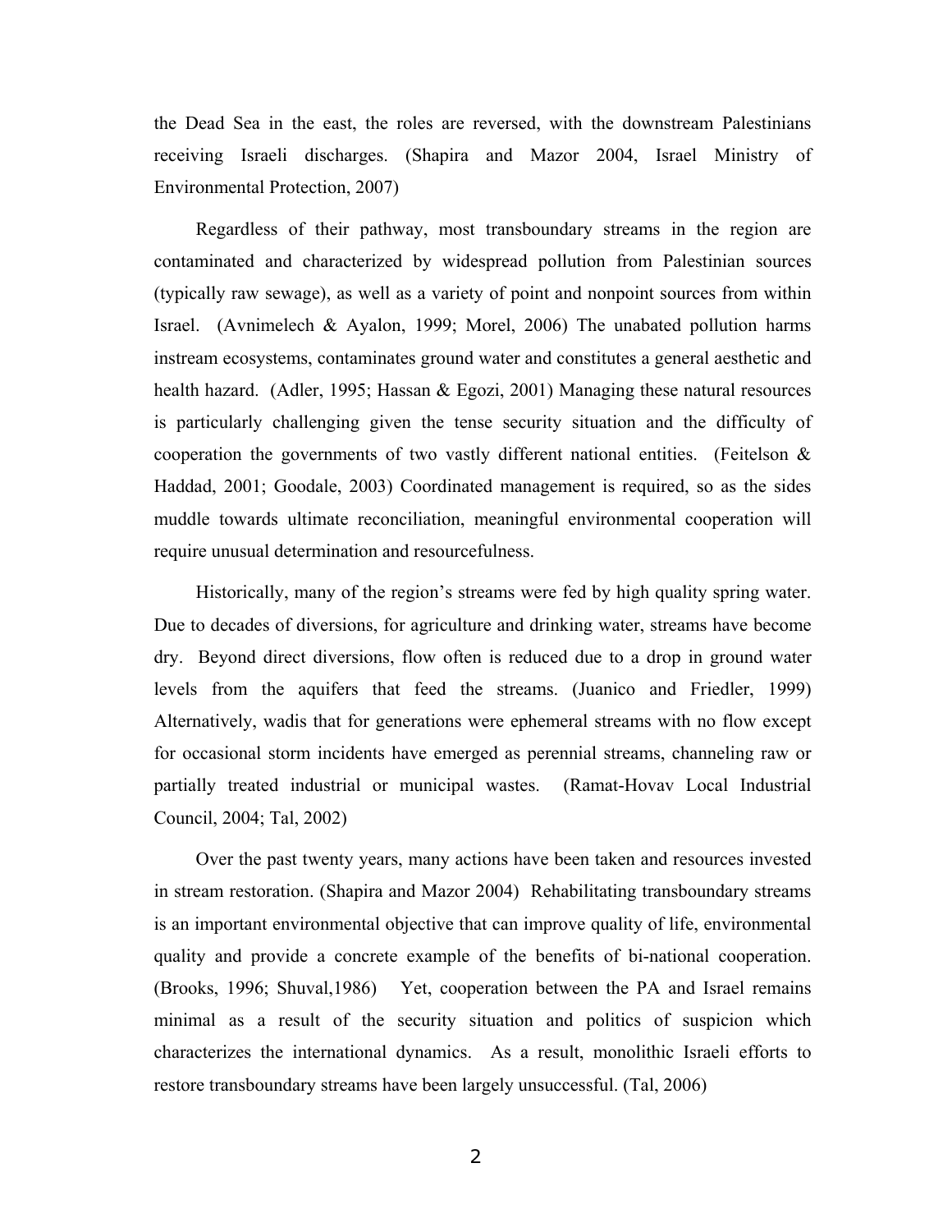the Dead Sea in the east, the roles are reversed, with the downstream Palestinians receiving Israeli discharges. (Shapira and Mazor 2004, Israel Ministry of Environmental Protection, 2007)

Regardless of their pathway, most transboundary streams in the region are contaminated and characterized by widespread pollution from Palestinian sources (typically raw sewage), as well as a variety of point and nonpoint sources from within Israel. (Avnimelech & Ayalon, 1999; Morel, 2006) The unabated pollution harms instream ecosystems, contaminates ground water and constitutes a general aesthetic and health hazard. (Adler, 1995; Hassan & Egozi, 2001) Managing these natural resources is particularly challenging given the tense security situation and the difficulty of cooperation the governments of two vastly different national entities. (Feitelson & Haddad, 2001; Goodale, 2003) Coordinated management is required, so as the sides muddle towards ultimate reconciliation, meaningful environmental cooperation will require unusual determination and resourcefulness.

Historically, many of the region's streams were fed by high quality spring water. Due to decades of diversions, for agriculture and drinking water, streams have become dry. Beyond direct diversions, flow often is reduced due to a drop in ground water levels from the aquifers that feed the streams. (Juanico and Friedler, 1999) Alternatively, wadis that for generations were ephemeral streams with no flow except for occasional storm incidents have emerged as perennial streams, channeling raw or partially treated industrial or municipal wastes. (Ramat-Hovav Local Industrial Council, 2004; Tal, 2002)

Over the past twenty years, many actions have been taken and resources invested in stream restoration. (Shapira and Mazor 2004) Rehabilitating transboundary streams is an important environmental objective that can improve quality of life, environmental quality and provide a concrete example of the benefits of bi-national cooperation. (Brooks, 1996; Shuval,1986) Yet, cooperation between the PA and Israel remains minimal as a result of the security situation and politics of suspicion which characterizes the international dynamics. As a result, monolithic Israeli efforts to restore transboundary streams have been largely unsuccessful. (Tal, 2006)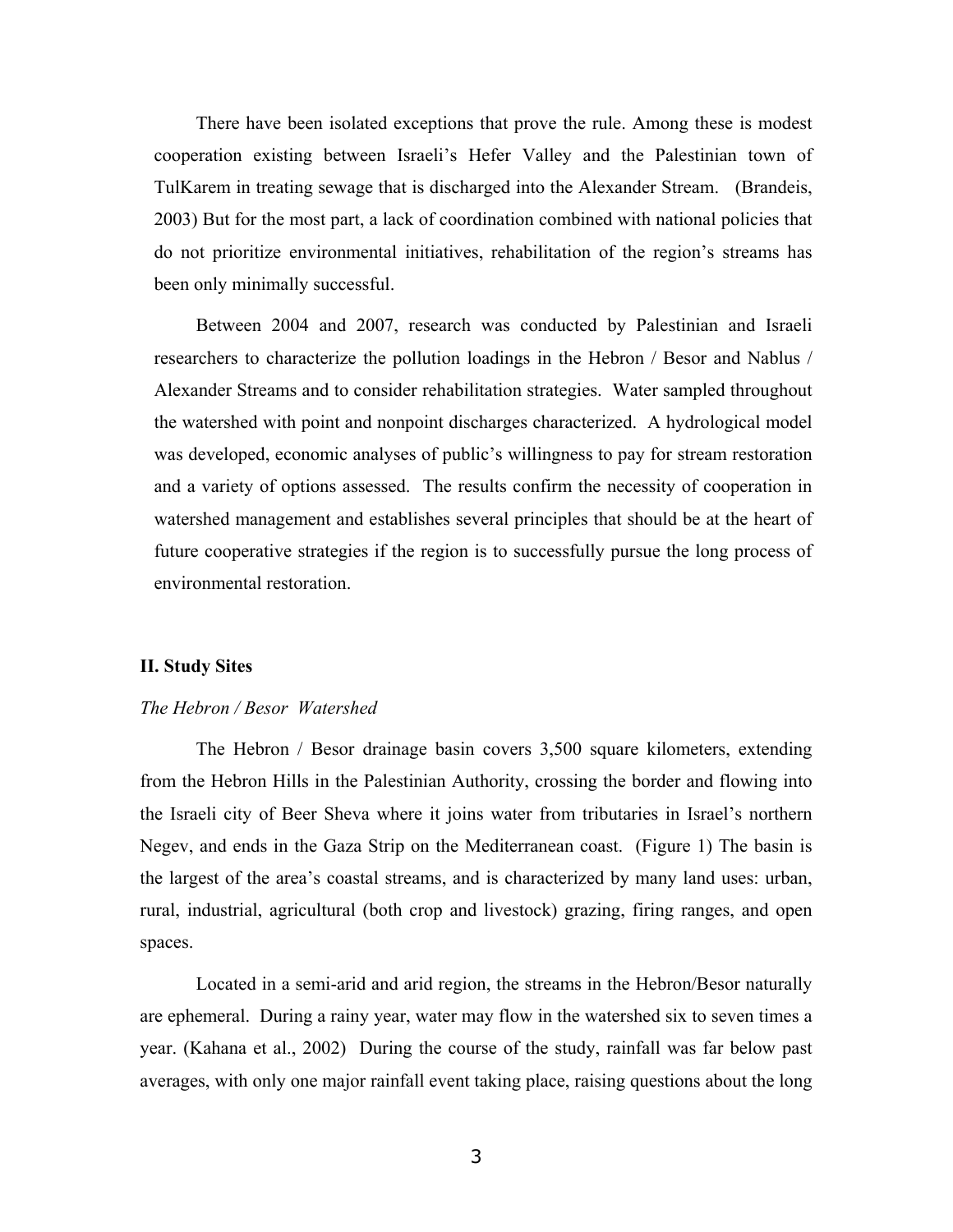There have been isolated exceptions that prove the rule. Among these is modest cooperation existing between Israeli's Hefer Valley and the Palestinian town of TulKarem in treating sewage that is discharged into the Alexander Stream. (Brandeis, 2003) But for the most part, a lack of coordination combined with national policies that do not prioritize environmental initiatives, rehabilitation of the region's streams has been only minimally successful.

Between 2004 and 2007, research was conducted by Palestinian and Israeli researchers to characterize the pollution loadings in the Hebron / Besor and Nablus / Alexander Streams and to consider rehabilitation strategies. Water sampled throughout the watershed with point and nonpoint discharges characterized. A hydrological model was developed, economic analyses of public's willingness to pay for stream restoration and a variety of options assessed. The results confirm the necessity of cooperation in watershed management and establishes several principles that should be at the heart of future cooperative strategies if the region is to successfully pursue the long process of environmental restoration.

## II. Study Sites

### *The Hebron / Besor Watershed*

The Hebron / Besor drainage basin covers 3,500 square kilometers, extending from the Hebron Hills in the Palestinian Authority, crossing the border and flowing into the Israeli city of Beer Sheva where it joins water from tributaries in Israel's northern Negev, and ends in the Gaza Strip on the Mediterranean coast. (Figure 1) The basin is the largest of the area's coastal streams, and is characterized by many land uses: urban, rural, industrial, agricultural (both crop and livestock) grazing, firing ranges, and open spaces.

Located in a semi-arid and arid region, the streams in the Hebron/Besor naturally are ephemeral. During a rainy year, water may flow in the watershed six to seven times a year. (Kahana et al., 2002) During the course of the study, rainfall was far below past averages, with only one major rainfall event taking place, raising questions about the long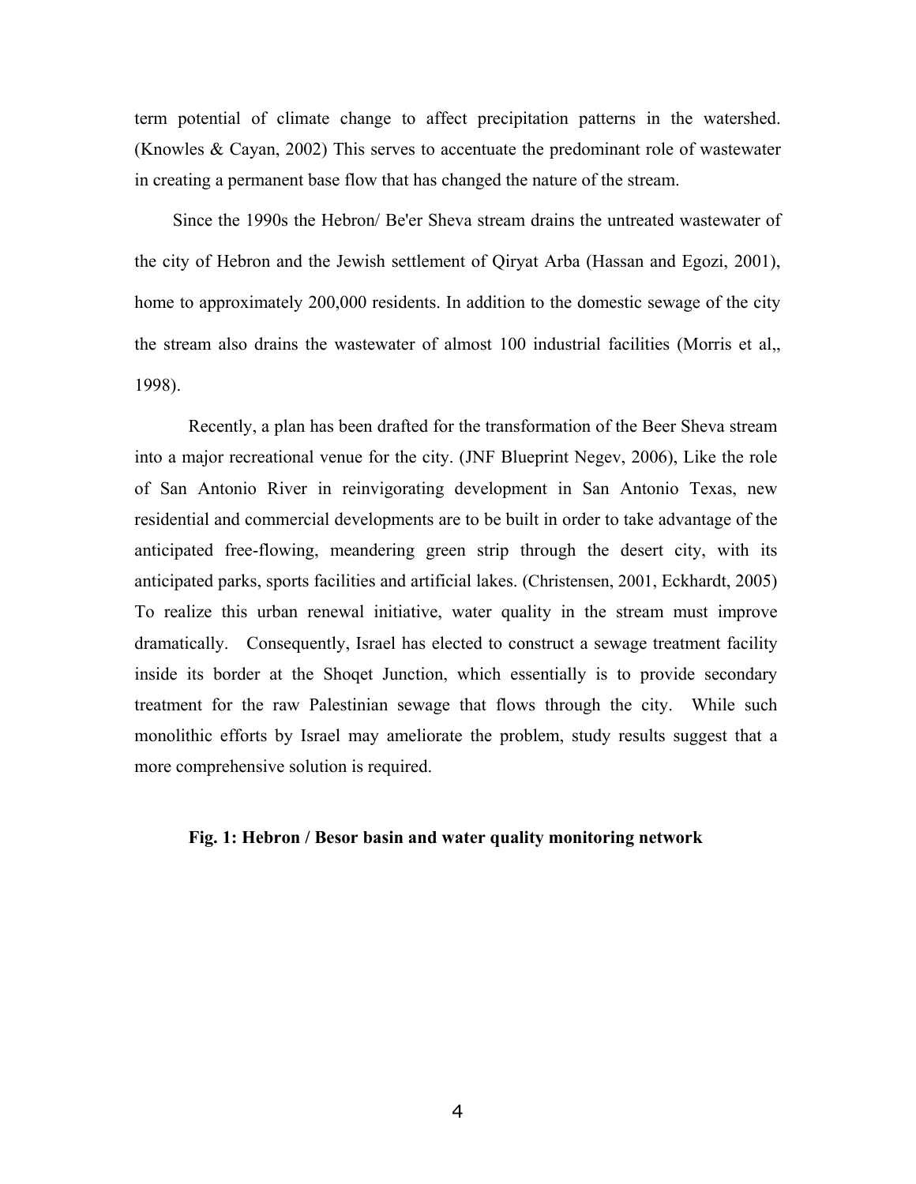term potential of climate change to affect precipitation patterns in the watershed. (Knowles & Cayan, 2002) This serves to accentuate the predominant role of wastewater in creating a permanent base flow that has changed the nature of the stream.

Since the 1990s the Hebron/ Be'er Sheva stream drains the untreated wastewater of the city of Hebron and the Jewish settlement of Qiryat Arba (Hassan and Egozi, 2001), home to approximately 200,000 residents. In addition to the domestic sewage of the city the stream also drains the wastewater of almost 100 industrial facilities (Morris et al,, 1998).

Recently, a plan has been drafted for the transformation of the Beer Sheva stream into a major recreational venue for the city. (JNF Blueprint Negev, 2006), Like the role of San Antonio River in reinvigorating development in San Antonio Texas, new residential and commercial developments are to be built in order to take advantage of the anticipated free-flowing, meandering green strip through the desert city, with its anticipated parks, sports facilities and artificial lakes. (Christensen, 2001, Eckhardt, 2005) To realize this urban renewal initiative, water quality in the stream must improve dramatically. Consequently, Israel has elected to construct a sewage treatment facility inside its border at the Shoqet Junction, which essentially is to provide secondary treatment for the raw Palestinian sewage that flows through the city. While such monolithic efforts by Israel may ameliorate the problem, study results suggest that a more comprehensive solution is required.

**Fig. 1: Hebron / Besor basin and water quality monitoring network**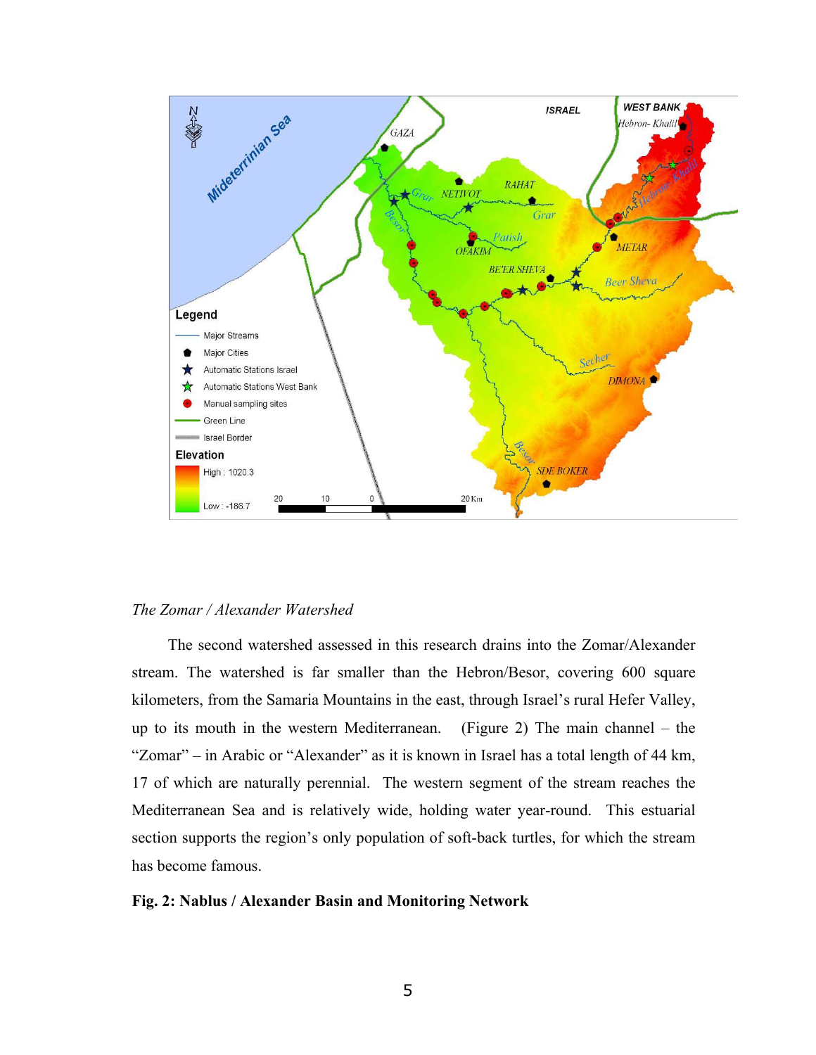*The Zomar / Alexander Watershed*

The second watershed assessed in this research drains into the Zomar/Alexander stream. The watershed is far smaller than the Hebron/Besor, covering 600 square kilometers, from the Samaria Mountains in the east, through Israel's rural Hefer Valley, up to its mouth in the western Mediterranean. (Figure 2) The main channel – the "Zomar" – in Arabic or "Alexander" as it is known in Israel has a total length of 44 km, 17 of which are naturally perennial. The western segment of the stream reaches the Mediterranean Sea and is relatively wide, holding water year-round. This estuarial section supports the region's only population of soft-back turtles, for which the stream has become famous.

**Fig. 2: Nablus / Alexander Basin and Monitoring Network**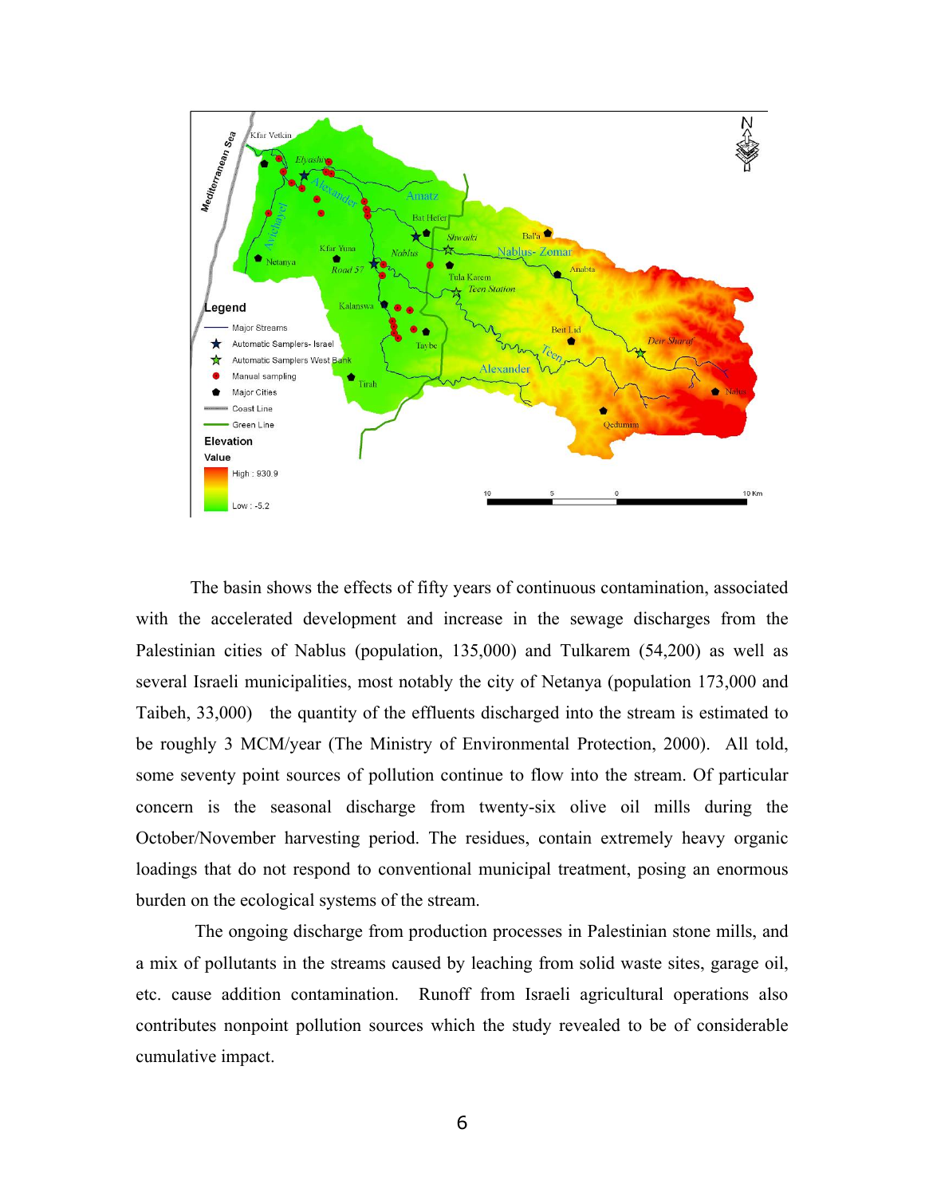The basin shows the effects of fifty years of continuous contamination, associated with the accelerated development and increase in the sewage discharges from the Palestinian cities of Nablus (population, 135,000) and Tulkarem (54,200) as well as several Israeli municipalities, most notably the city of Netanya (population 173,000 and Taibeh, 33,000) the quantity of the effluents discharged into the stream is estimated to be roughly 3 MCM/year (The Ministry of Environmental Protection, 2000). All told, some seventy point sources of pollution continue to flow into the stream. Of particular concern is the seasonal discharge from twenty-six olive oil mills during the October/November harvesting period. The residues, contain extremely heavy organic loadings that do not respond to conventional municipal treatment, posing an enormous burden on the ecological systems of the stream.

The ongoing discharge from production processes in Palestinian stone mills, and a mix of pollutants in the streams caused by leaching from solid waste sites, garage oil, etc. cause addition contamination. Runoff from Israeli agricultural operations also contributes nonpoint pollution sources which the study revealed to be of considerable cumulative impact.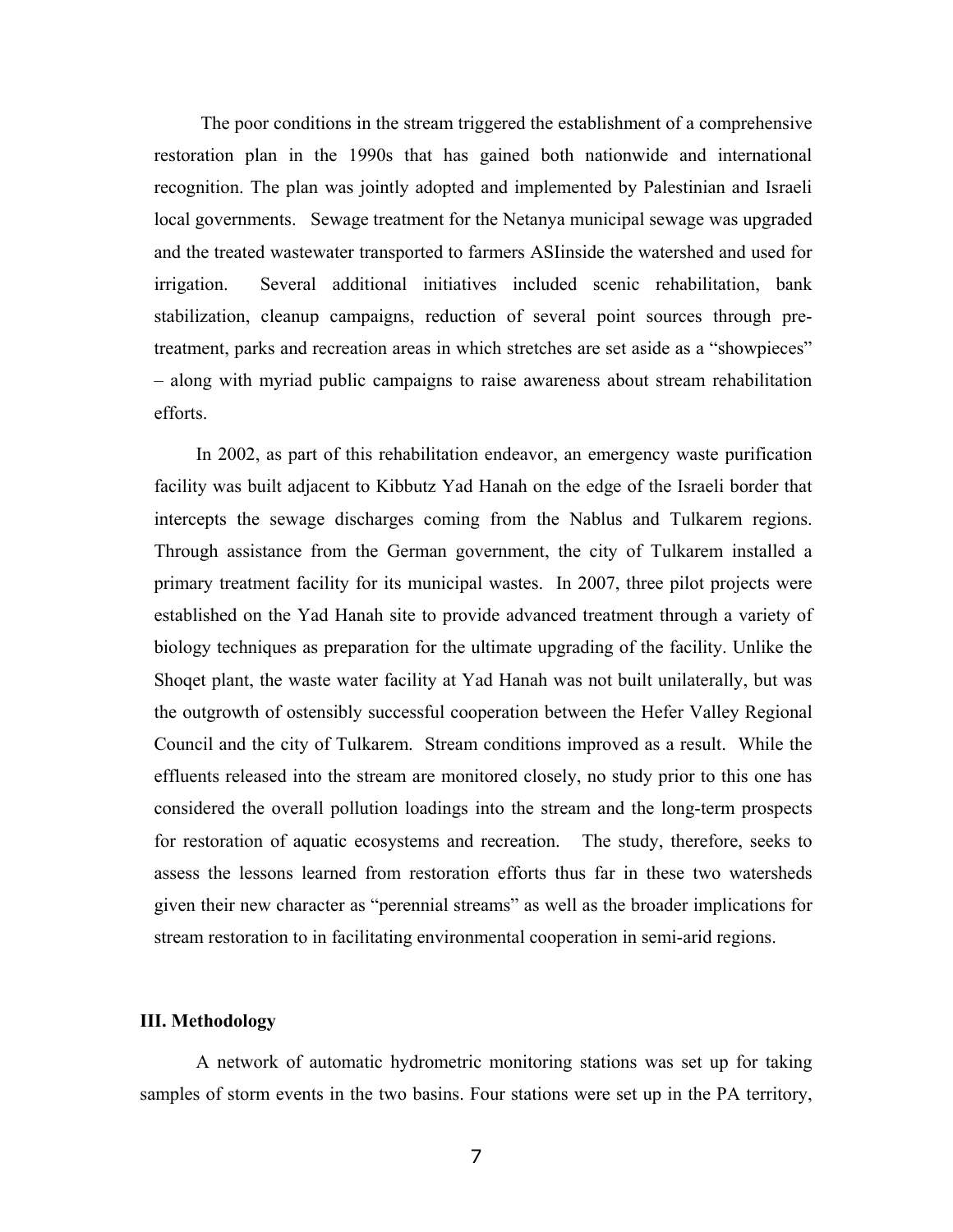The poor conditions in the stream triggered the establishment of a comprehensive restoration plan in the 1990s that has gained both nationwide and international recognition. The plan was jointly adopted and implemented by Palestinian and Israeli local governments. Sewage treatment for the Netanya municipal sewage was upgraded and the treated wastewater transported to farmers ASIinside the watershed and used for irrigation. Several additional initiatives included scenic rehabilitation, bank stabilization, cleanup campaigns, reduction of several point sources through pre-treatment, parks and recreation areas in which stretches are set aside as a "showpieces" – along with myriad public campaigns to raise awareness about stream rehabilitation efforts.

In 2002, as part of this rehabilitation endeavor, an emergency waste purification facility was built adjacent to Kibbutz Yad Hanah on the edge of the Israeli border that intercepts the sewage discharges coming from the Nablus and Tulkarem regions. Through assistance from the German government, the city of Tulkarem installed a primary treatment facility for its municipal wastes. In 2007, three pilot projects were established on the Yad Hanah site to provide advanced treatment through a variety of biology techniques as preparation for the ultimate upgrading of the facility. Unlike the Shoqet plant, the waste water facility at Yad Hanah was not built unilaterally, but was the outgrowth of ostensibly successful cooperation between the Hefer Valley Regional Council and the city of Tulkarem. Stream conditions improved as a result. While the effluents released into the stream are monitored closely, no study prior to this one has considered the overall pollution loadings into the stream and the long-term prospects for restoration of aquatic ecosystems and recreation. The study, therefore, seeks to assess the lessons learned from restoration efforts thus far in these two watersheds given their new character as "perennial streams" as well as the broader implications for stream restoration to in facilitating environmental cooperation in semi-arid regions.

## III. Methodology

A network of automatic hydrometric monitoring stations was set up for taking samples of storm events in the two basins. Four stations were set up in the PA territory,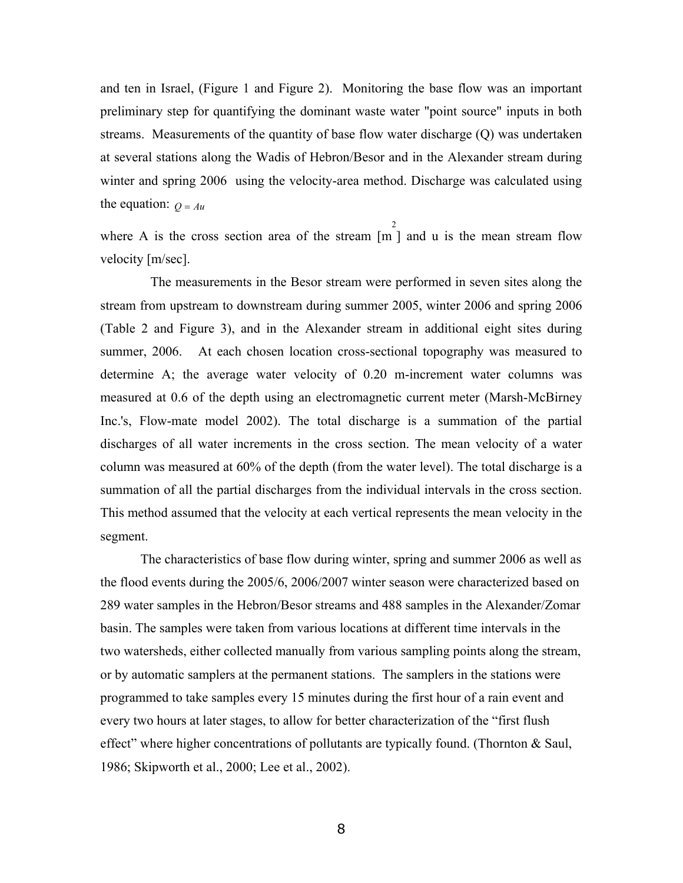and ten in Israel, (Figure 1 and Figure 2). Monitoring the base flow was an important preliminary step for quantifying the dominant waste water "point source" inputs in both streams. Measurements of the quantity of base flow water discharge (Q) was undertaken at several stations along the Wadis of Hebron/Besor and in the Alexander stream during winter and spring 2006 using the velocity-area method. Discharge was calculated using the equation: $Q = Au$

where A is the cross section area of the stream [$m^2$] and u is the mean stream flow velocity [m/sec].

The measurements in the Besor stream were performed in seven sites along the stream from upstream to downstream during summer 2005, winter 2006 and spring 2006 (Table 2 and Figure 3), and in the Alexander stream in additional eight sites during summer, 2006. At each chosen location cross-sectional topography was measured to determine A; the average water velocity of 0.20 m-increment water columns was measured at 0.6 of the depth using an electromagnetic current meter (Marsh-McBirney Inc.'s, Flow-mate model 2002). The total discharge is a summation of the partial discharges of all water increments in the cross section. The mean velocity of a water column was measured at 60% of the depth (from the water level). The total discharge is a summation of all the partial discharges from the individual intervals in the cross section. This method assumed that the velocity at each vertical represents the mean velocity in the segment.

The characteristics of base flow during winter, spring and summer 2006 as well as the flood events during the 2005/6, 2006/2007 winter season were characterized based on 289 water samples in the Hebron/Besor streams and 488 samples in the Alexander/Zomar basin. The samples were taken from various locations at different time intervals in the two watersheds, either collected manually from various sampling points along the stream, or by automatic samplers at the permanent stations. The samplers in the stations were programmed to take samples every 15 minutes during the first hour of a rain event and every two hours at later stages, to allow for better characterization of the "first flush effect" where higher concentrations of pollutants are typically found. (Thornton & Saul, 1986; Skipworth et al., 2000; Lee et al., 2002).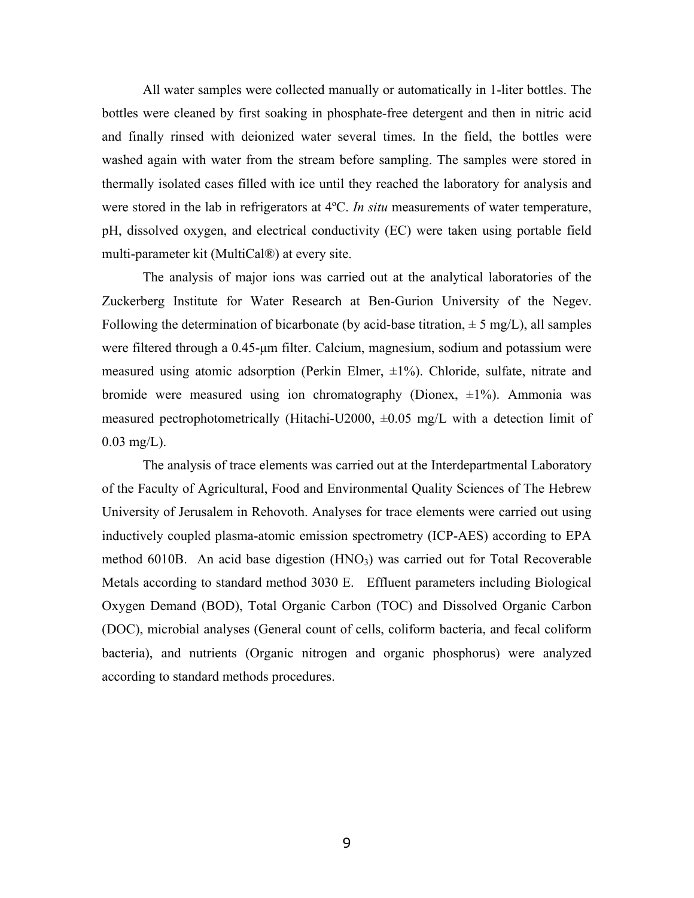All water samples were collected manually or automatically in 1-liter bottles. The bottles were cleaned by first soaking in phosphate-free detergent and then in nitric acid and finally rinsed with deionized water several times. In the field, the bottles were washed again with water from the stream before sampling. The samples were stored in thermally isolated cases filled with ice until they reached the laboratory for analysis and were stored in the lab in refrigerators at 4ºC. *In situ* measurements of water temperature, pH, dissolved oxygen, and electrical conductivity (EC) were taken using portable field multi-parameter kit (MultiCal®) at every site.

The analysis of major ions was carried out at the analytical laboratories of the Zuckerberg Institute for Water Research at Ben-Gurion University of the Negev. Following the determination of bicarbonate (by acid-base titration, ± 5 mg/L), all samples were filtered through a 0.45-µm filter. Calcium, magnesium, sodium and potassium were measured using atomic adsorption (Perkin Elmer, ±1%). Chloride, sulfate, nitrate and bromide were measured using ion chromatography (Dionex, ±1%). Ammonia was measured pectrophotometrically (Hitachi-U2000, ±0.05 mg/L with a detection limit of 0.03 mg/L).

The analysis of trace elements was carried out at the Interdepartmental Laboratory of the Faculty of Agricultural, Food and Environmental Quality Sciences of The Hebrew University of Jerusalem in Rehovoth. Analyses for trace elements were carried out using inductively coupled plasma-atomic emission spectrometry (ICP-AES) according to EPA method 6010B. An acid base digestion ($HNO_3$) was carried out for Total Recoverable Metals according to standard method 3030 E. Effluent parameters including Biological Oxygen Demand (BOD), Total Organic Carbon (TOC) and Dissolved Organic Carbon (DOC), microbial analyses (General count of cells, coliform bacteria, and fecal coliform bacteria), and nutrients (Organic nitrogen and organic phosphorus) were analyzed according to standard methods procedures.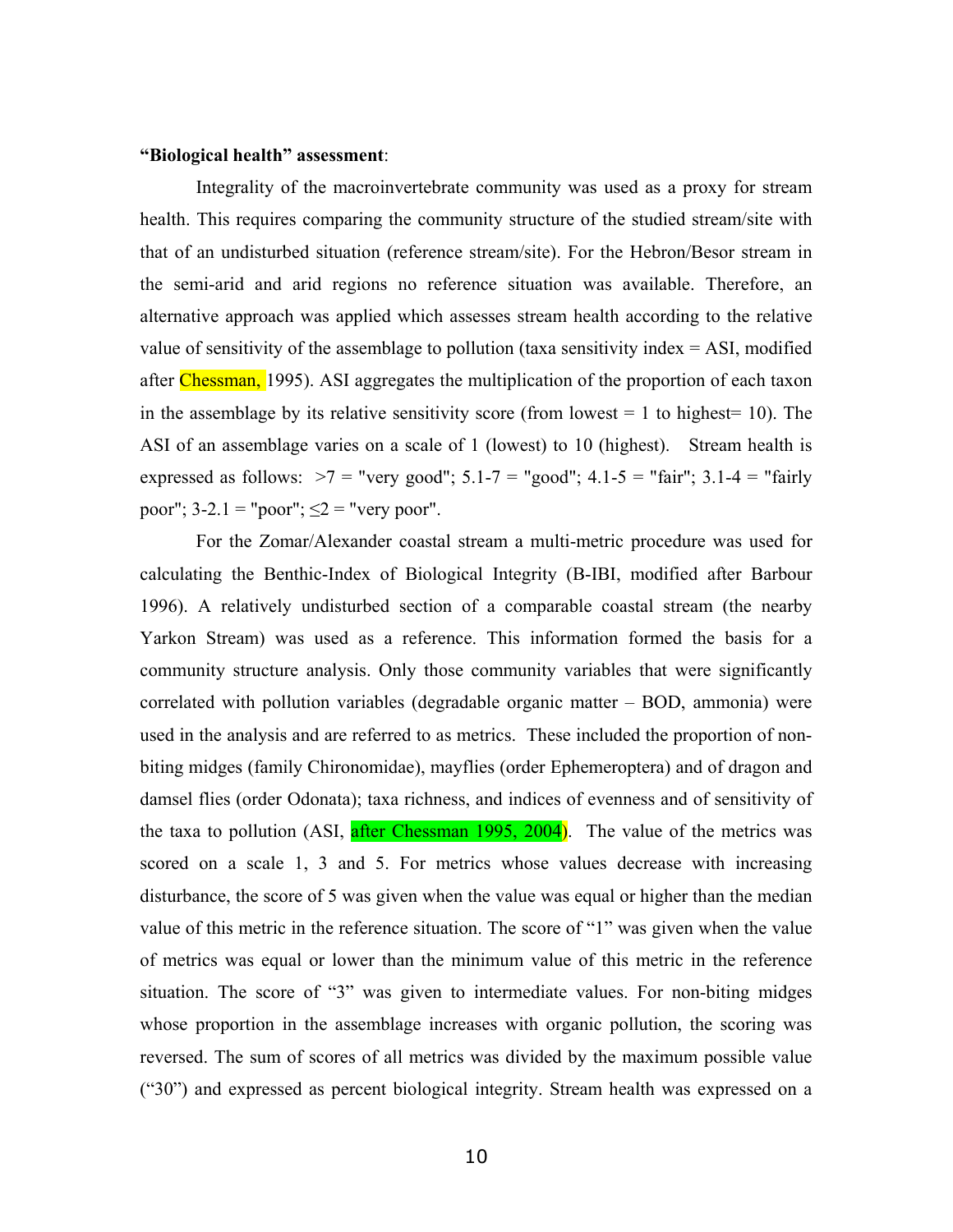**"Biological health" assessment**:

Integrality of the macroinvertebrate community was used as a proxy for stream health. This requires comparing the community structure of the studied stream/site with that of an undisturbed situation (reference stream/site). For the Hebron/Besor stream in the semi-arid and arid regions no reference situation was available. Therefore, an alternative approach was applied which assesses stream health according to the relative value of sensitivity of the assemblage to pollution (taxa sensitivity index = ASI, modified after Chessman, 1995). ASI aggregates the multiplication of the proportion of each taxon in the assemblage by its relative sensitivity score (from lowest = 1 to highest= 10). The ASI of an assemblage varies on a scale of 1 (lowest) to 10 (highest). Stream health is expressed as follows: >7 = "very good"; 5.1-7 = "good"; 4.1-5 = "fair"; 3.1-4 = "fairly poor"; 3-2.1 = "poor"; ≤2 = "very poor".

For the Zomar/Alexander coastal stream a multi-metric procedure was used for calculating the Benthic-Index of Biological Integrity (B-IBI, modified after Barbour 1996). A relatively undisturbed section of a comparable coastal stream (the nearby Yarkon Stream) was used as a reference. This information formed the basis for a community structure analysis. Only those community variables that were significantly correlated with pollution variables (degradable organic matter – BOD, ammonia) were used in the analysis and are referred to as metrics. These included the proportion of non-biting midges (family Chironomidae), mayflies (order Ephemeroptera) and of dragon and damsel flies (order Odonata); taxa richness, and indices of evenness and of sensitivity of the taxa to pollution (ASI, after Chessman 1995, 2004). The value of the metrics was scored on a scale 1, 3 and 5. For metrics whose values decrease with increasing disturbance, the score of 5 was given when the value was equal or higher than the median value of this metric in the reference situation. The score of "1" was given when the value of metrics was equal or lower than the minimum value of this metric in the reference situation. The score of "3" was given to intermediate values. For non-biting midges whose proportion in the assemblage increases with organic pollution, the scoring was reversed. The sum of scores of all metrics was divided by the maximum possible value ("30") and expressed as percent biological integrity. Stream health was expressed on a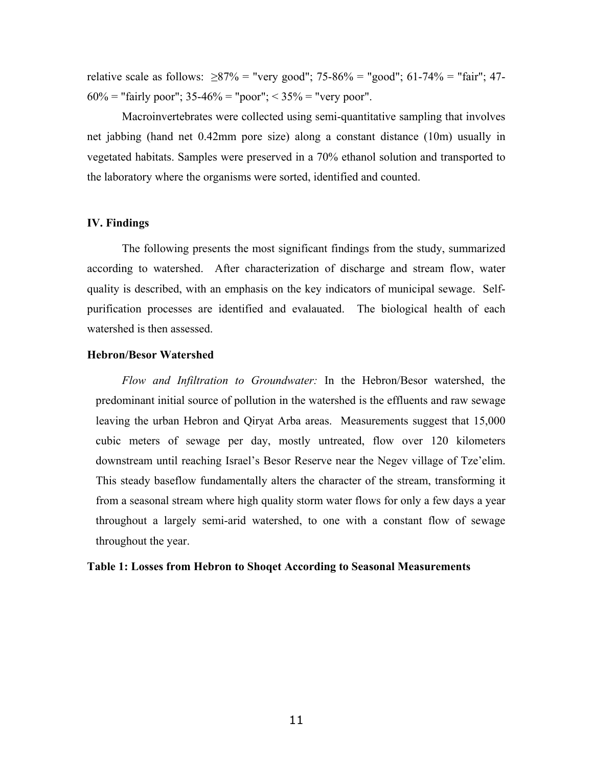relative scale as follows: ≥87% = "very good"; 75-86% = "good"; 61-74% = "fair"; 47-60% = "fairly poor"; 35-46% = "poor"; < 35% = "very poor".

Macroinvertebrates were collected using semi-quantitative sampling that involves net jabbing (hand net 0.42mm pore size) along a constant distance (10m) usually in vegetated habitats. Samples were preserved in a 70% ethanol solution and transported to the laboratory where the organisms were sorted, identified and counted.

## IV. Findings

The following presents the most significant findings from the study, summarized according to watershed. After characterization of discharge and stream flow, water quality is described, with an emphasis on the key indicators of municipal sewage. Self-purification processes are identified and evalauated. The biological health of each watershed is then assessed.

### Hebron/Besor Watershed

*Flow and Infiltration to Groundwater:* In the Hebron/Besor watershed, the predominant initial source of pollution in the watershed is the effluents and raw sewage leaving the urban Hebron and Qiryat Arba areas. Measurements suggest that 15,000 cubic meters of sewage per day, mostly untreated, flow over 120 kilometers downstream until reaching Israel's Besor Reserve near the Negev village of Tze'elim. This steady baseflow fundamentally alters the character of the stream, transforming it from a seasonal stream where high quality storm water flows for only a few days a year throughout a largely semi-arid watershed, to one with a constant flow of sewage throughout the year.

**Table 1: Losses from Hebron to Shoqet According to Seasonal Measurements**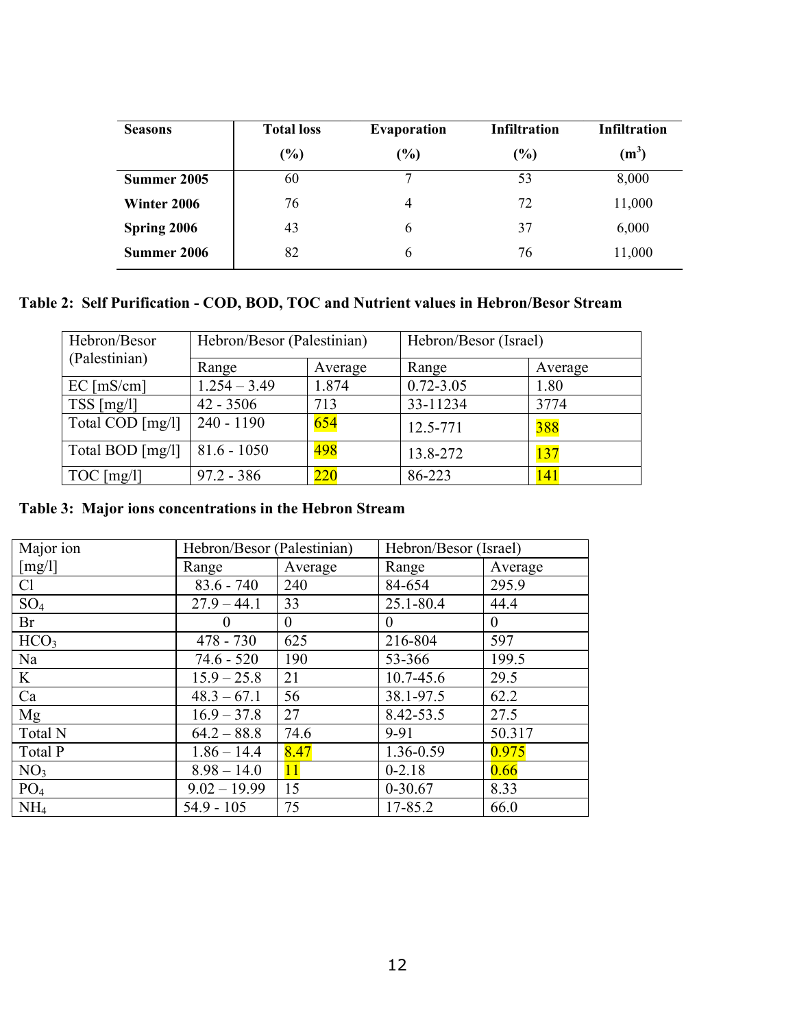| Seasons | Total loss (%) | Evaporation (%) | Infiltration (%) | Infiltration ($m^3$) |
|---|---|---|---|---|
| **Summer 2005** | 60 | 7 | 53 | 8,000 |
| **Winter 2006** | 76 | 4 | 72 | 11,000 |
| **Spring 2006** | 43 | 6 | 37 | 6,000 |
| **Summer 2006** | 82 | 6 | 76 | 11,000 |

**Table 2: Self Purification - COD, BOD, TOC and Nutrient values in Hebron/Besor Stream**

| Hebron/Besor (Palestinian) | Hebron/Besor (Palestinian) | | Hebron/Besor (Israel) | |
|---|---|---|---|---|
| | Range | Average | Range | Average |
| EC [mS/cm] | 1.254 – 3.49 | 1.874 | 0.72-3.05 | 1.80 |
| TSS [mg/l] | 42 - 3506 | 713 | 33-11234 | 3774 |
| Total COD [mg/l] | 240 - 1190 | 654 | 12.5-771 | 388 |
| Total BOD [mg/l] | 81.6 - 1050 | 498 | 13.8-272 | 137 |
| TOC [mg/l] | 97.2 - 386 | 220 | 86-223 | 141 |

**Table 3: Major ions concentrations in the Hebron Stream**

| Major ion [mg/l] | Hebron/Besor (Palestinian) | | Hebron/Besor (Israel) | |
|---|---|---|---|---|
| | Range | Average | Range | Average |
| Cl | 83.6 - 740 | 240 | 84-654 | 295.9 |
| $SO_4$ | 27.9 – 44.1 | 33 | 25.1-80.4 | 44.4 |
| Br | 0 | 0 | 0 | 0 |
| $HCO_3$ | 478 - 730 | 625 | 216-804 | 597 |
| Na | 74.6 - 520 | 190 | 53-366 | 199.5 |
| K | 15.9 – 25.8 | 21 | 10.7-45.6 | 29.5 |
| Ca | 48.3 – 67.1 | 56 | 38.1-97.5 | 62.2 |
| Mg | 16.9 – 37.8 | 27 | 8.42-53.5 | 27.5 |
| Total N | 64.2 – 88.8 | 74.6 | 9-91 | 50.317 |
| Total P | 1.86 – 14.4 | 8.47 | 1.36-0.59 | 0.975 |
| $NO_3$ | 8.98 – 14.0 | 11 | 0-2.18 | 0.66 |
| $PO_4$ | 9.02 – 19.99 | 15 | 0-30.67 | 8.33 |
| $NH_4$ | 54.9 - 105 | 75 | 17-85.2 | 66.0 |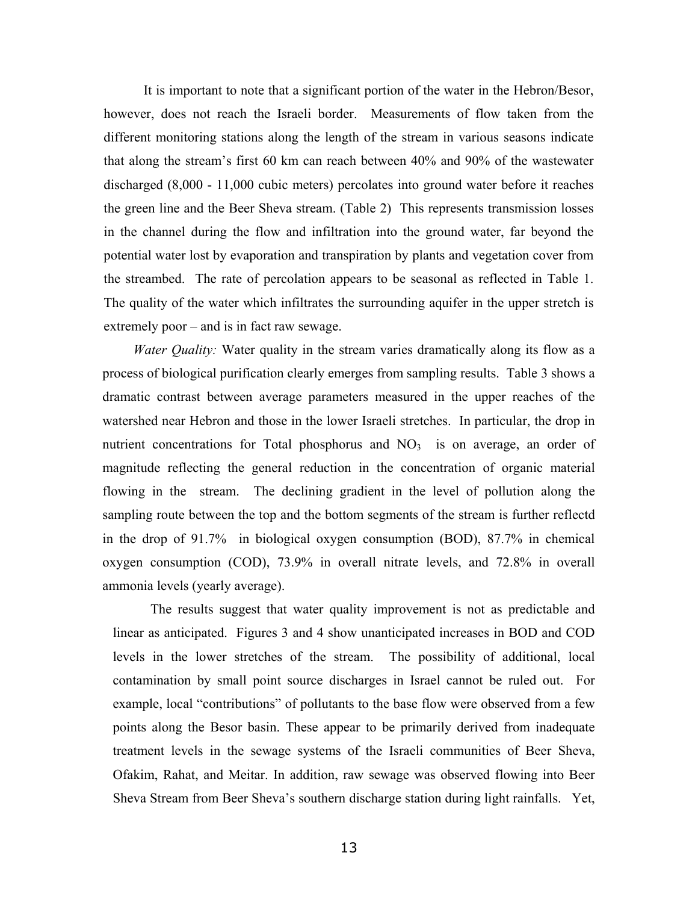It is important to note that a significant portion of the water in the Hebron/Besor, however, does not reach the Israeli border. Measurements of flow taken from the different monitoring stations along the length of the stream in various seasons indicate that along the stream's first 60 km can reach between 40% and 90% of the wastewater discharged (8,000 - 11,000 cubic meters) percolates into ground water before it reaches the green line and the Beer Sheva stream. (Table 2) This represents transmission losses in the channel during the flow and infiltration into the ground water, far beyond the potential water lost by evaporation and transpiration by plants and vegetation cover from the streambed. The rate of percolation appears to be seasonal as reflected in Table 1. The quality of the water which infiltrates the surrounding aquifer in the upper stretch is extremely poor – and is in fact raw sewage.

*Water Quality:* Water quality in the stream varies dramatically along its flow as a process of biological purification clearly emerges from sampling results. Table 3 shows a dramatic contrast between average parameters measured in the upper reaches of the watershed near Hebron and those in the lower Israeli stretches. In particular, the drop in nutrient concentrations for Total phosphorus and $NO_3$ is on average, an order of magnitude reflecting the general reduction in the concentration of organic material flowing in the stream. The declining gradient in the level of pollution along the sampling route between the top and the bottom segments of the stream is further reflectd in the drop of 91.7% in biological oxygen consumption (BOD), 87.7% in chemical oxygen consumption (COD), 73.9% in overall nitrate levels, and 72.8% in overall ammonia levels (yearly average).

The results suggest that water quality improvement is not as predictable and linear as anticipated. Figures 3 and 4 show unanticipated increases in BOD and COD levels in the lower stretches of the stream. The possibility of additional, local contamination by small point source discharges in Israel cannot be ruled out. For example, local "contributions" of pollutants to the base flow were observed from a few points along the Besor basin. These appear to be primarily derived from inadequate treatment levels in the sewage systems of the Israeli communities of Beer Sheva, Ofakim, Rahat, and Meitar. In addition, raw sewage was observed flowing into Beer Sheva Stream from Beer Sheva's southern discharge station during light rainfalls. Yet,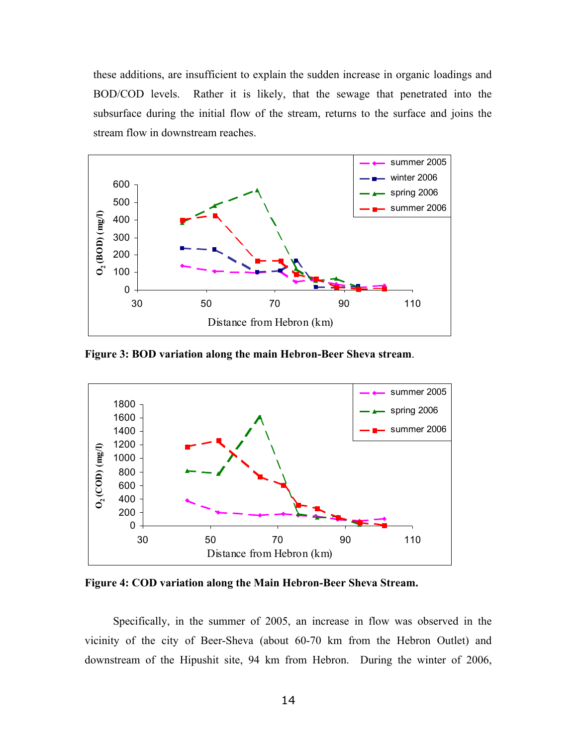these additions, are insufficient to explain the sudden increase in organic loadings and BOD/COD levels. Rather it is likely, that the sewage that penetrated into the subsurface during the initial flow of the stream, returns to the surface and joins the stream flow in downstream reaches.

**Figure 3: BOD variation along the main Hebron-Beer Sheva stream**.

**Figure 4: COD variation along the Main Hebron-Beer Sheva Stream.**

Specifically, in the summer of 2005, an increase in flow was observed in the vicinity of the city of Beer-Sheva (about 60-70 km from the Hebron Outlet) and downstream of the Hipushit site, 94 km from Hebron. During the winter of 2006,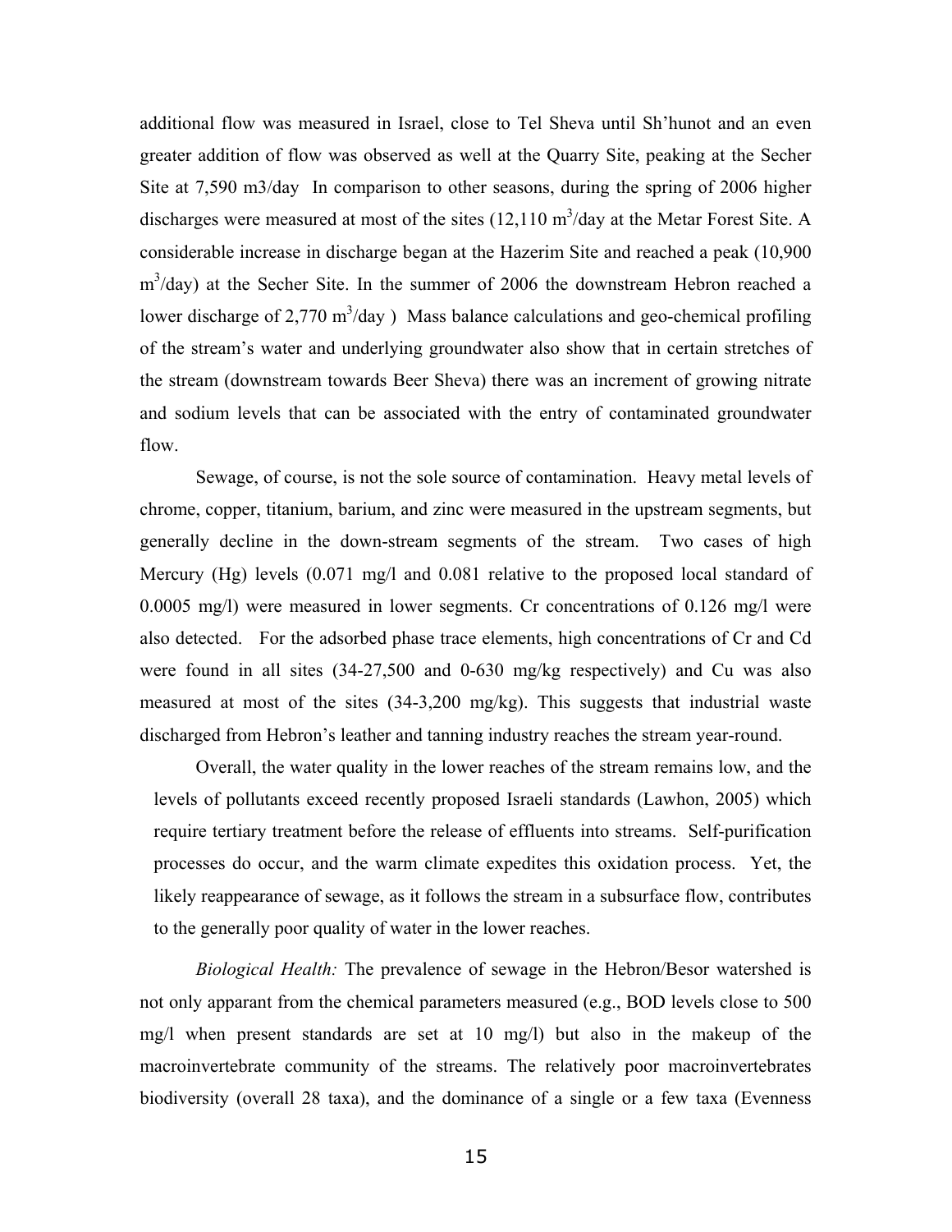additional flow was measured in Israel, close to Tel Sheva until Sh'hunot and an even greater addition of flow was observed as well at the Quarry Site, peaking at the Secher Site at 7,590 m3/day In comparison to other seasons, during the spring of 2006 higher discharges were measured at most of the sites (12,110 $m^3$/day at the Metar Forest Site. A considerable increase in discharge began at the Hazerim Site and reached a peak (10,900 $m^3$/day) at the Secher Site. In the summer of 2006 the downstream Hebron reached a lower discharge of 2,770 $m^3$/day ) Mass balance calculations and geo-chemical profiling of the stream's water and underlying groundwater also show that in certain stretches of the stream (downstream towards Beer Sheva) there was an increment of growing nitrate and sodium levels that can be associated with the entry of contaminated groundwater flow.

Sewage, of course, is not the sole source of contamination. Heavy metal levels of chrome, copper, titanium, barium, and zinc were measured in the upstream segments, but generally decline in the down-stream segments of the stream. Two cases of high Mercury (Hg) levels (0.071 mg/l and 0.081 relative to the proposed local standard of 0.0005 mg/l) were measured in lower segments. Cr concentrations of 0.126 mg/l were also detected. For the adsorbed phase trace elements, high concentrations of Cr and Cd were found in all sites (34-27,500 and 0-630 mg/kg respectively) and Cu was also measured at most of the sites (34-3,200 mg/kg). This suggests that industrial waste discharged from Hebron's leather and tanning industry reaches the stream year-round.

Overall, the water quality in the lower reaches of the stream remains low, and the levels of pollutants exceed recently proposed Israeli standards (Lawhon, 2005) which require tertiary treatment before the release of effluents into streams. Self-purification processes do occur, and the warm climate expedites this oxidation process. Yet, the likely reappearance of sewage, as it follows the stream in a subsurface flow, contributes to the generally poor quality of water in the lower reaches.

*Biological Health:* The prevalence of sewage in the Hebron/Besor watershed is not only apparant from the chemical parameters measured (e.g., BOD levels close to 500 mg/l when present standards are set at 10 mg/l) but also in the makeup of the macroinvertebrate community of the streams. The relatively poor macroinvertebrates biodiversity (overall 28 taxa), and the dominance of a single or a few taxa (Evenness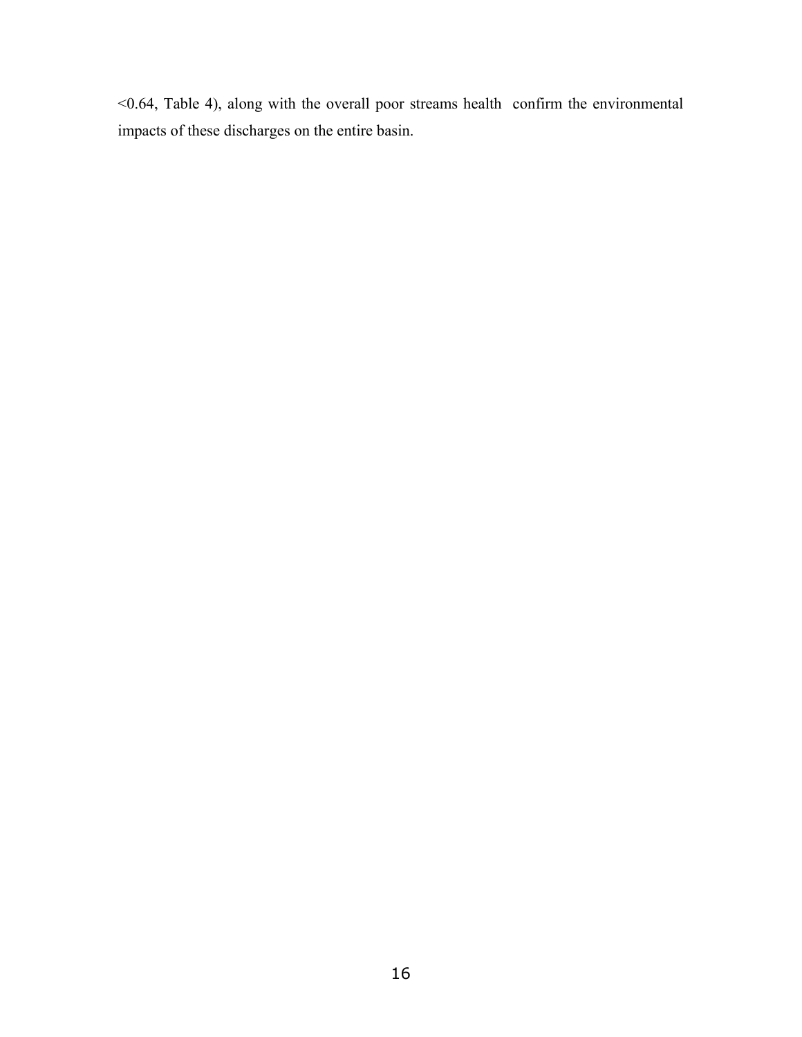<0.64, Table 4), along with the overall poor streams health confirm the environmental impacts of these discharges on the entire basin.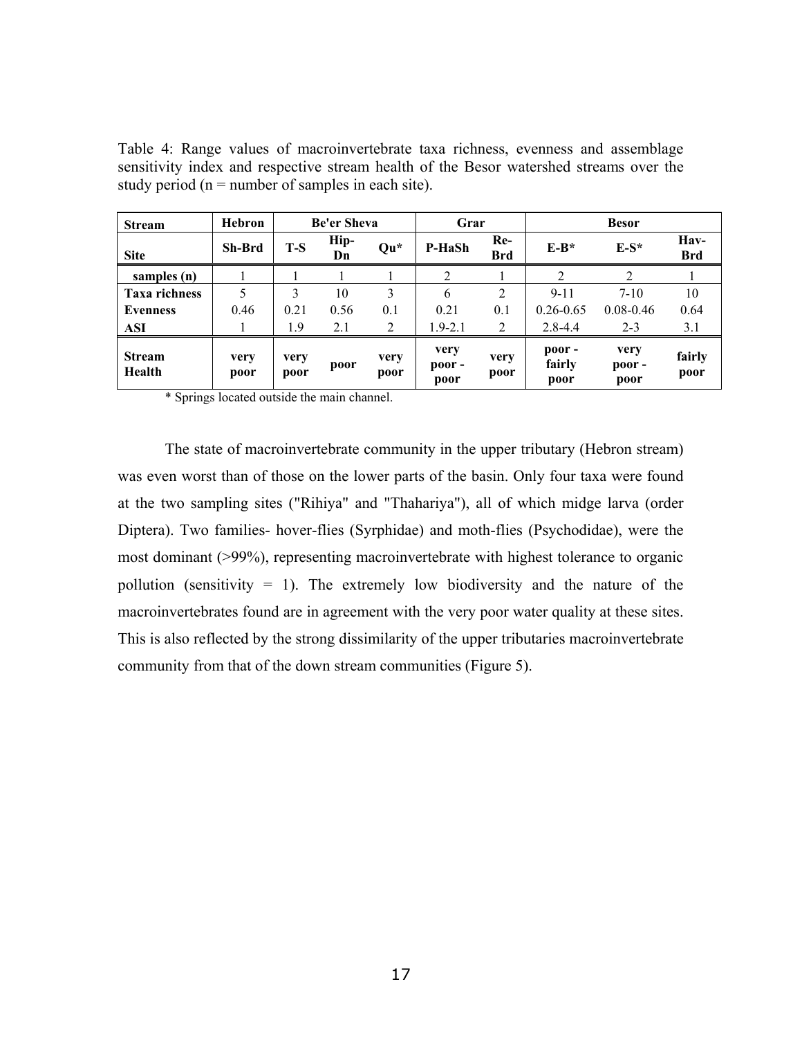Table 4: Range values of macroinvertebrate taxa richness, evenness and assemblage sensitivity index and respective stream health of the Besor watershed streams over the study period (n = number of samples in each site).

| **Stream** | **Hebron** | **Be'er Sheva** | | | **Grar** | | **Besor** | | |
|---|---|---|---|---|---|---|---|---|---|
| **Site** | **Sh-Brd** | **T-S** | **Hip-Dn** | **Qu*** | **P-HaSh** | **Re-Brd** | **E-B*** | **E-S*** | **Hav-Brd** |
| **samples (n)** | 1 | 1 | 1 | 1 | 2 | 1 | 2 | 2 | 1 |
| **Taxa richness** | 5 | 3 | 10 | 3 | 6 | 2 | 9-11 | 7-10 | 10 |
| **Evenness** | 0.46 | 0.21 | 0.56 | 0.1 | 0.21 | 0.1 | 0.26-0.65 | 0.08-0.46 | 0.64 |
| **ASI** | 1 | 1.9 | 2.1 | 2 | 1.9-2.1 | 2 | 2.8-4.4 | 2-3 | 3.1 |
| **Stream Health** | **very poor** | **very poor** | **poor** | **very poor** | **very poor - poor** | **very poor** | **poor - fairly poor** | **very poor - poor** | **fairly poor** |

\* Springs located outside the main channel.

The state of macroinvertebrate community in the upper tributary (Hebron stream) was even worst than of those on the lower parts of the basin. Only four taxa were found at the two sampling sites ("Rihiya" and "Thahariya"), all of which midge larva (order Diptera). Two families- hover-flies (Syrphidae) and moth-flies (Psychodidae), were the most dominant (>99%), representing macroinvertebrate with highest tolerance to organic pollution (sensitivity = 1). The extremely low biodiversity and the nature of the macroinvertebrates found are in agreement with the very poor water quality at these sites. This is also reflected by the strong dissimilarity of the upper tributaries macroinvertebrate community from that of the down stream communities (Figure 5).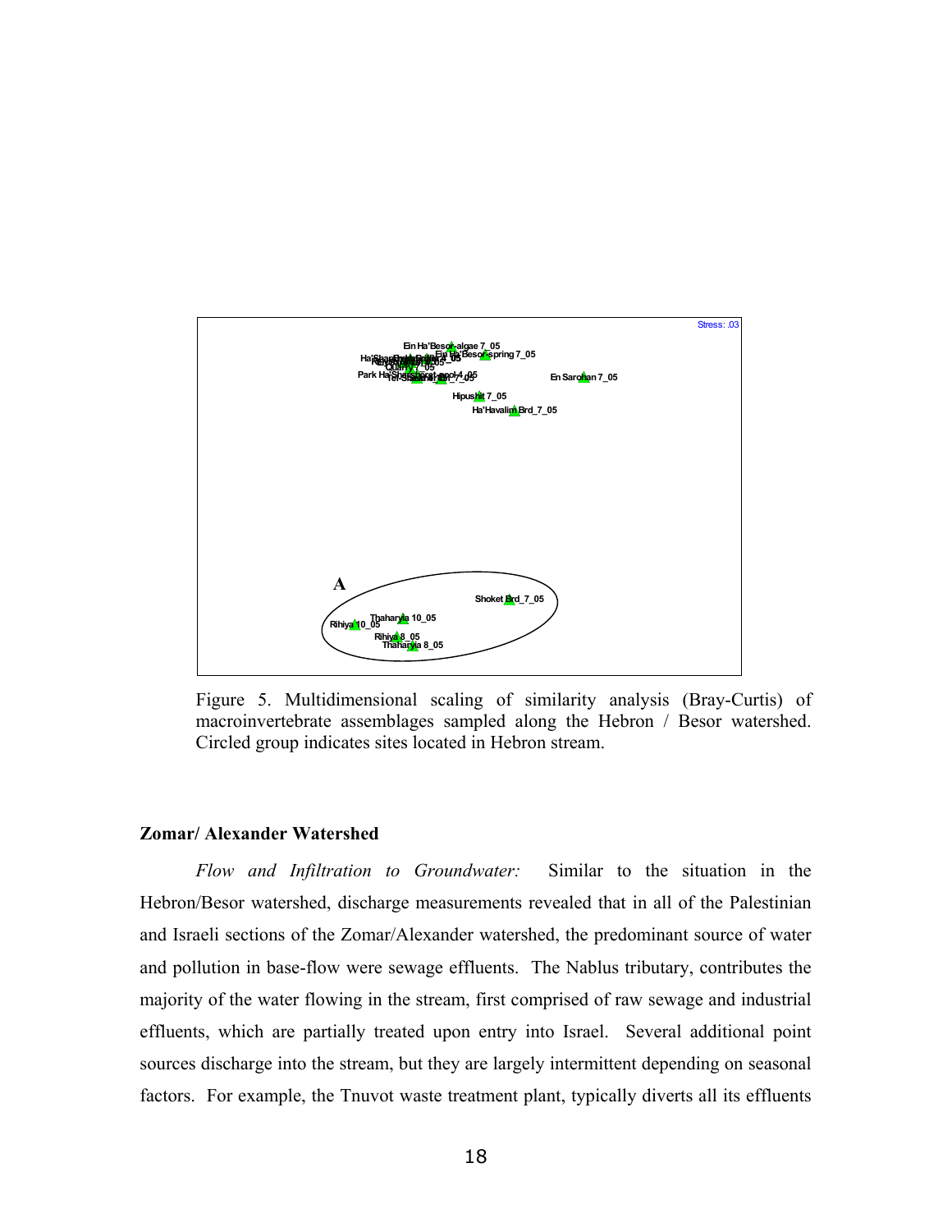Figure 5. Multidimensional scaling of similarity analysis (Bray-Curtis) of macroinvertebrate assemblages sampled along the Hebron / Besor watershed. Circled group indicates sites located in Hebron stream.

## Zomar/ Alexander Watershed

*Flow and Infiltration to Groundwater:* Similar to the situation in the Hebron/Besor watershed, discharge measurements revealed that in all of the Palestinian and Israeli sections of the Zomar/Alexander watershed, the predominant source of water and pollution in base-flow were sewage effluents. The Nablus tributary, contributes the majority of the water flowing in the stream, first comprised of raw sewage and industrial effluents, which are partially treated upon entry into Israel. Several additional point sources discharge into the stream, but they are largely intermittent depending on seasonal factors. For example, the Tnuvot waste treatment plant, typically diverts all its effluents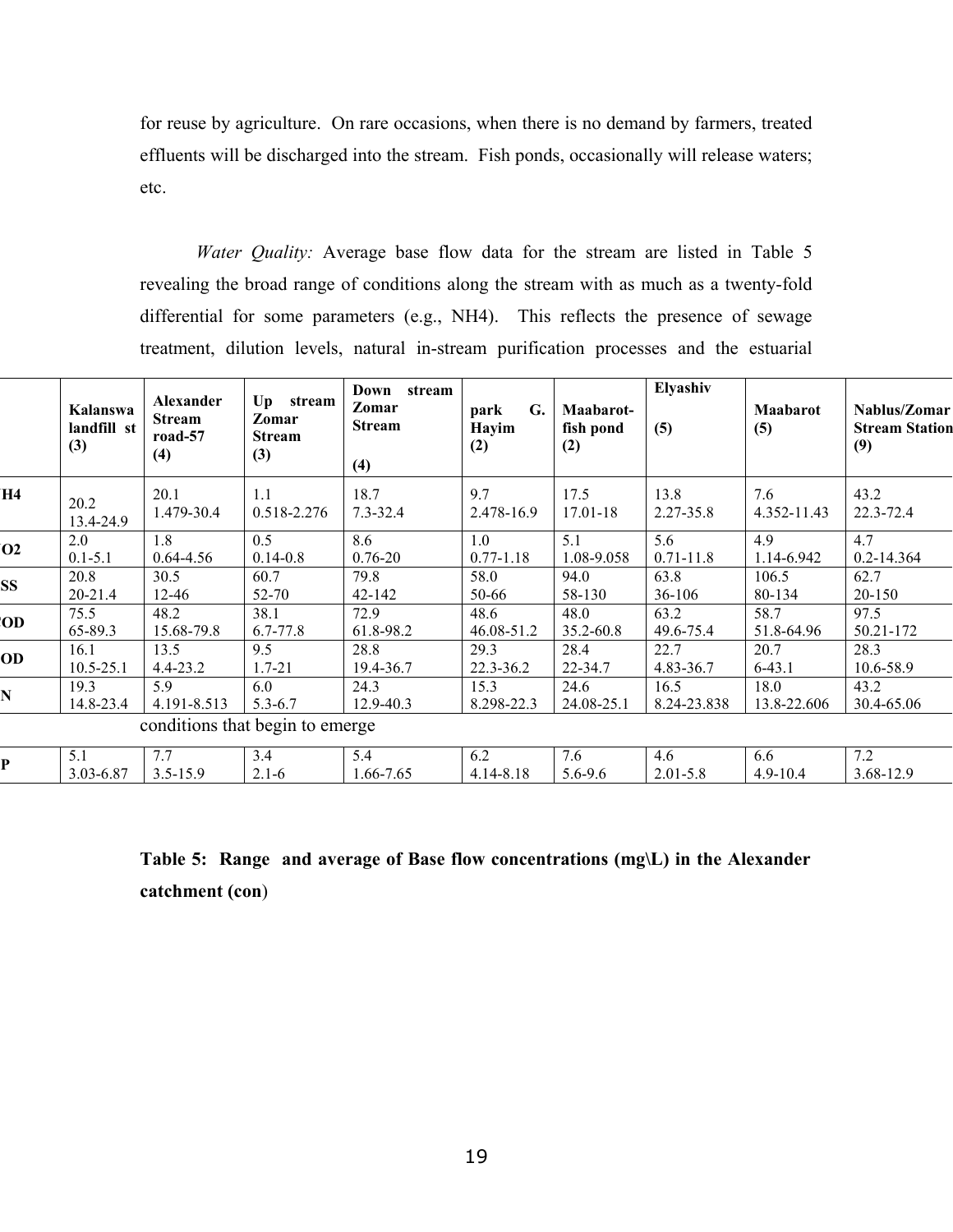for reuse by agriculture. On rare occasions, when there is no demand by farmers, treated effluents will be discharged into the stream. Fish ponds, occasionally will release waters; etc.

*Water Quality:* Average base flow data for the stream are listed in Table 5 revealing the broad range of conditions along the stream with as much as a twenty-fold differential for some parameters (e.g., NH4). This reflects the presence of sewage treatment, dilution levels, natural in-stream purification processes and the estuarial conditions that begin to emerge

| | **Kalanswa landfill st (3)** | **Alexander Stream road-57 (4)** | **Up stream Zomar Stream (3)** | **Down stream Zomar Stream (4)** | **park G. Hayim (2)** | **Maabarot-fish pond (2)** | **Elyashiv (5)** | **Maabarot (5)** | **Nablus/Zomar Stream Station (9)** |
|---|---|---|---|---|---|---|---|---|---|
| **H4** | 20.2<br>13.4-24.9 | 20.1<br>1.479-30.4 | 1.1<br>0.518-2.276 | 18.7<br>7.3-32.4 | 9.7<br>2.478-16.9 | 17.5<br>17.01-18 | 13.8<br>2.27-35.8 | 7.6<br>4.352-11.43 | 43.2<br>22.3-72.4 |
| **O2** | 2.0<br>0.1-5.1 | 1.8<br>0.64-4.56 | 0.5<br>0.14-0.8 | 8.6<br>0.76-20 | 1.0<br>0.77-1.18 | 5.1<br>1.08-9.058 | 5.6<br>0.71-11.8 | 4.9<br>1.14-6.942 | 4.7<br>0.2-14.364 |
| **SS** | 20.8<br>20-21.4 | 30.5<br>12-46 | 60.7<br>52-70 | 79.8<br>42-142 | 58.0<br>50-66 | 94.0<br>58-130 | 63.8<br>36-106 | 106.5<br>80-134 | 62.7<br>20-150 |
| **OD** | 75.5<br>65-89.3 | 48.2<br>15.68-79.8 | 38.1<br>6.7-77.8 | 72.9<br>61.8-98.2 | 48.6<br>46.08-51.2 | 48.0<br>35.2-60.8 | 63.2<br>49.6-75.4 | 58.7<br>51.8-64.96 | 97.5<br>50.21-172 |
| **OD** | 16.1<br>10.5-25.1 | 13.5<br>4.4-23.2 | 9.5<br>1.7-21 | 28.8<br>19.4-36.7 | 29.3<br>22.3-36.2 | 28.4<br>22-34.7 | 22.7<br>4.83-36.7 | 20.7<br>6-43.1 | 28.3<br>10.6-58.9 |
| **N** | 19.3<br>14.8-23.4 | 5.9<br>4.191-8.513 | 6.0<br>5.3-6.7 | 24.3<br>12.9-40.3 | 15.3<br>8.298-22.3 | 24.6<br>24.08-25.1 | 16.5<br>8.24-23.838 | 18.0<br>13.8-22.606 | 43.2<br>30.4-65.06 |
| **P** | 5.1<br>3.03-6.87 | 7.7<br>3.5-15.9 | 3.4<br>2.1-6 | 5.4<br>1.66-7.65 | 6.2<br>4.14-8.18 | 7.6<br>5.6-9.6 | 4.6<br>2.01-5.8 | 6.6<br>4.9-10.4 | 7.2<br>3.68-12.9 |

**Table 5: Range and average of Base flow concentrations (mg\L) in the Alexander catchment (con)**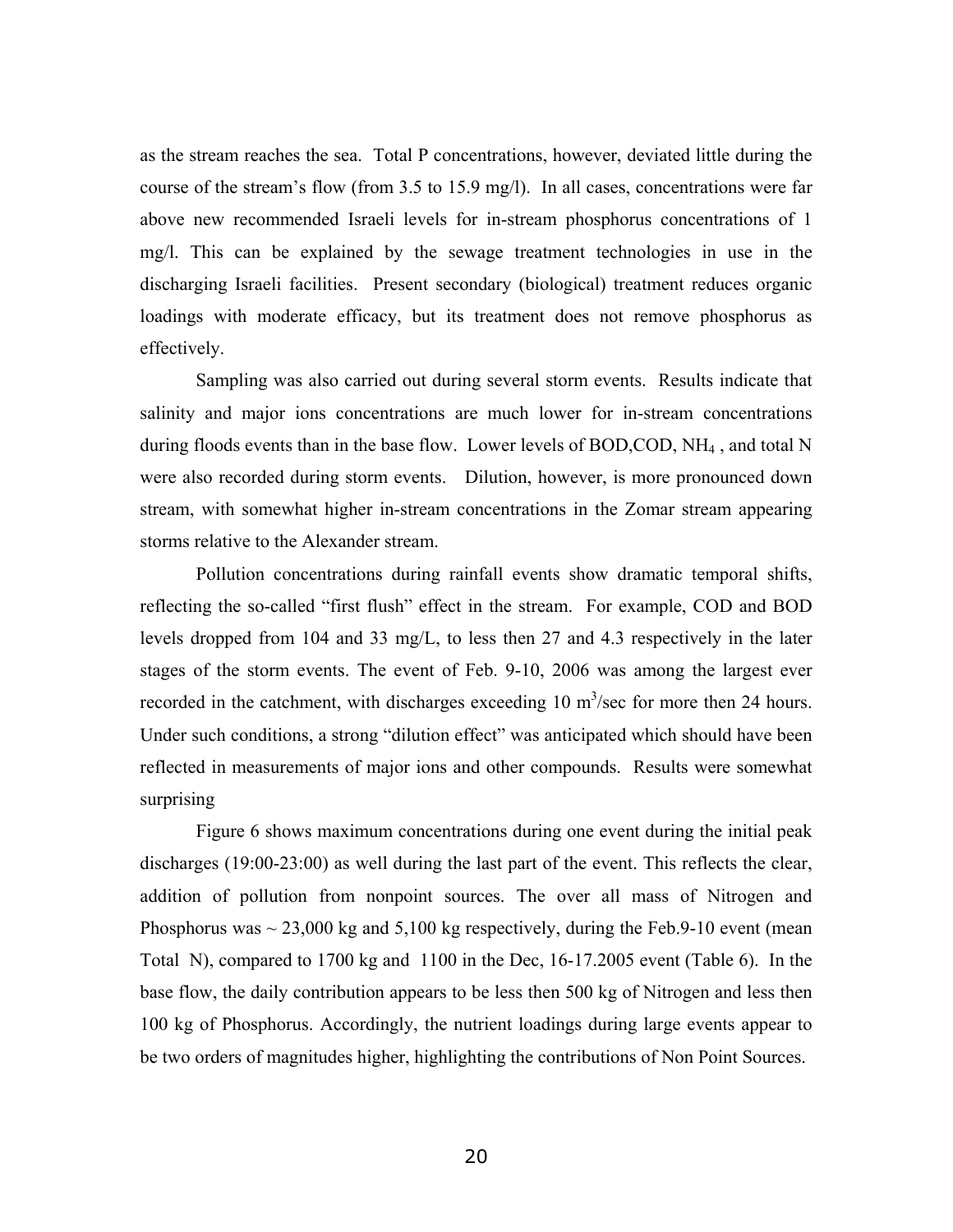as the stream reaches the sea. Total P concentrations, however, deviated little during the course of the stream's flow (from 3.5 to 15.9 mg/l). In all cases, concentrations were far above new recommended Israeli levels for in-stream phosphorus concentrations of 1 mg/l. This can be explained by the sewage treatment technologies in use in the discharging Israeli facilities. Present secondary (biological) treatment reduces organic loadings with moderate efficacy, but its treatment does not remove phosphorus as effectively.

Sampling was also carried out during several storm events. Results indicate that salinity and major ions concentrations are much lower for in-stream concentrations during floods events than in the base flow. Lower levels of BOD,COD, $NH_4$ , and total N were also recorded during storm events. Dilution, however, is more pronounced down stream, with somewhat higher in-stream concentrations in the Zomar stream appearing storms relative to the Alexander stream.

Pollution concentrations during rainfall events show dramatic temporal shifts, reflecting the so-called "first flush" effect in the stream. For example, COD and BOD levels dropped from 104 and 33 mg/L, to less then 27 and 4.3 respectively in the later stages of the storm events. The event of Feb. 9-10, 2006 was among the largest ever recorded in the catchment, with discharges exceeding 10 $m^3$/sec for more then 24 hours. Under such conditions, a strong "dilution effect" was anticipated which should have been reflected in measurements of major ions and other compounds. Results were somewhat surprising

Figure 6 shows maximum concentrations during one event during the initial peak discharges (19:00-23:00) as well during the last part of the event. This reflects the clear, addition of pollution from nonpoint sources. The over all mass of Nitrogen and Phosphorus was ~ 23,000 kg and 5,100 kg respectively, during the Feb.9-10 event (mean Total N), compared to 1700 kg and 1100 in the Dec, 16-17.2005 event (Table 6). In the base flow, the daily contribution appears to be less then 500 kg of Nitrogen and less then 100 kg of Phosphorus. Accordingly, the nutrient loadings during large events appear to be two orders of magnitudes higher, highlighting the contributions of Non Point Sources.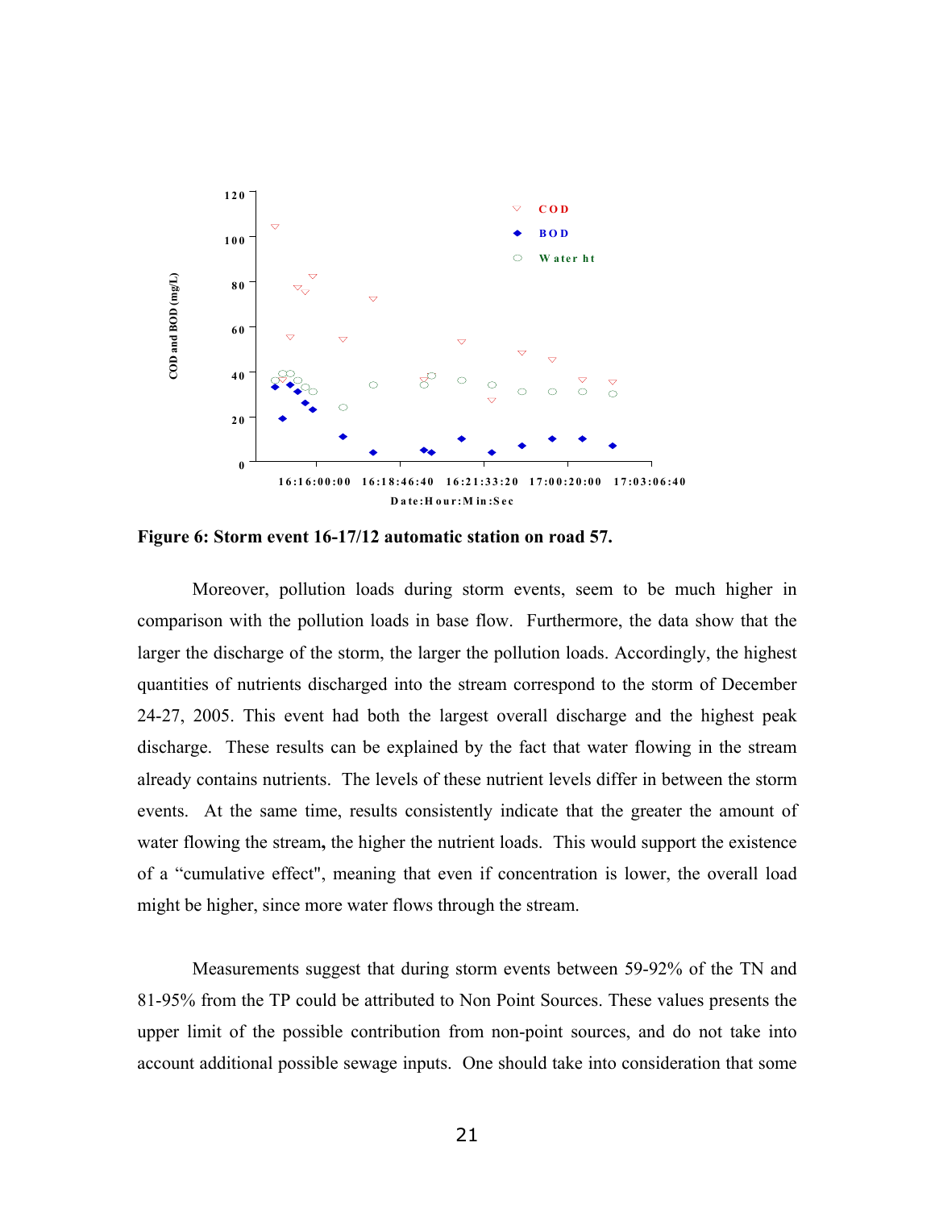**Figure 6: Storm event 16-17/12 automatic station on road 57.**

Moreover, pollution loads during storm events, seem to be much higher in comparison with the pollution loads in base flow. Furthermore, the data show that the larger the discharge of the storm, the larger the pollution loads. Accordingly, the highest quantities of nutrients discharged into the stream correspond to the storm of December 24-27, 2005. This event had both the largest overall discharge and the highest peak discharge. These results can be explained by the fact that water flowing in the stream already contains nutrients. The levels of these nutrient levels differ in between the storm events. At the same time, results consistently indicate that the greater the amount of water flowing the stream**,** the higher the nutrient loads. This would support the existence of a “cumulative effect", meaning that even if concentration is lower, the overall load might be higher, since more water flows through the stream.

Measurements suggest that during storm events between 59-92% of the TN and 81-95% from the TP could be attributed to Non Point Sources. These values presents the upper limit of the possible contribution from non-point sources, and do not take into account additional possible sewage inputs. One should take into consideration that some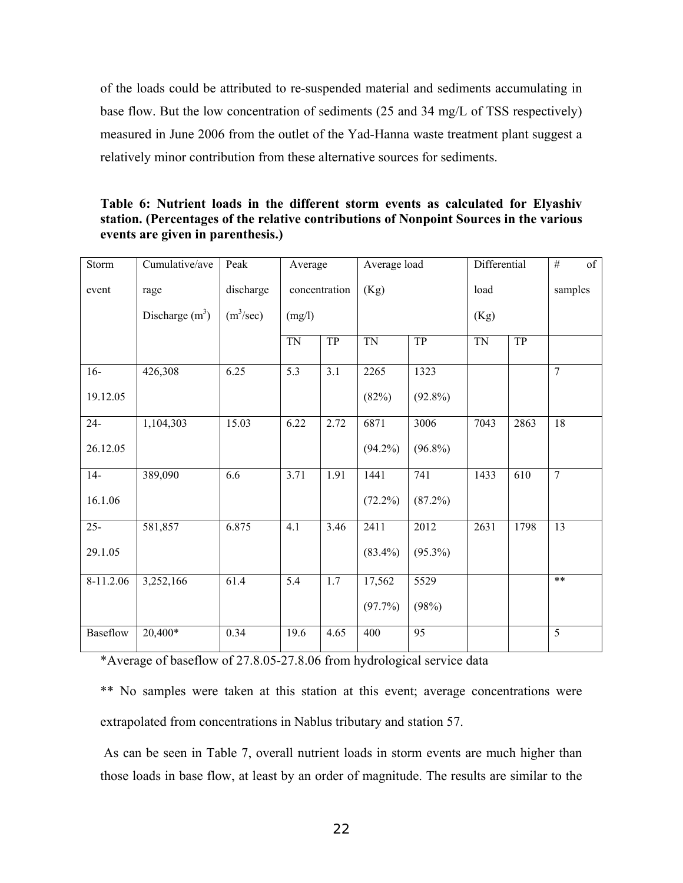of the loads could be attributed to re-suspended material and sediments accumulating in base flow. But the low concentration of sediments (25 and 34 mg/L of TSS respectively) measured in June 2006 from the outlet of the Yad-Hanna waste treatment plant suggest a relatively minor contribution from these alternative sources for sediments.

**Table 6: Nutrient loads in the different storm events as calculated for Elyashiv station. (Percentages of the relative contributions of Nonpoint Sources in the various events are given in parenthesis.)**

| Storm event | Cumulative/average Discharge ($m^3$) | Peak discharge ($m^3$/sec) | Average concentration (mg/l) | | Average load (Kg) | | Differential load (Kg) | | # of samples |
|---|---|---|---|---|---|---|---|---|---|
| | | | TN | TP | TN | TP | TN | TP | |
| 16-19.12.05 | 426,308 | 6.25 | 5.3 | 3.1 | 2265 (82%) | 1323 (92.8%) | | | 7 |
| 24-26.12.05 | 1,104,303 | 15.03 | 6.22 | 2.72 | 6871 (94.2%) | 3006 (96.8%) | 7043 | 2863 | 18 |
| 14-16.1.06 | 389,090 | 6.6 | 3.71 | 1.91 | 1441 (72.2%) | 741 (87.2%) | 1433 | 610 | 7 |
| 25-29.1.05 | 581,857 | 6.875 | 4.1 | 3.46 | 2411 (83.4%) | 2012 (95.3%) | 2631 | 1798 | 13 |
| 8-11.2.06 | 3,252,166 | 61.4 | 5.4 | 1.7 | 17,562 (97.7%) | 5529 (98%) | | | ** |
| Baseflow | 20,400* | 0.34 | 19.6 | 4.65 | 400 | 95 | | | 5 |

*Average of baseflow of 27.8.05-27.8.06 from hydrological service data

** No samples were taken at this station at this event; average concentrations were extrapolated from concentrations in Nablus tributary and station 57.

As can be seen in Table 7, overall nutrient loads in storm events are much higher than those loads in base flow, at least by an order of magnitude. The results are similar to the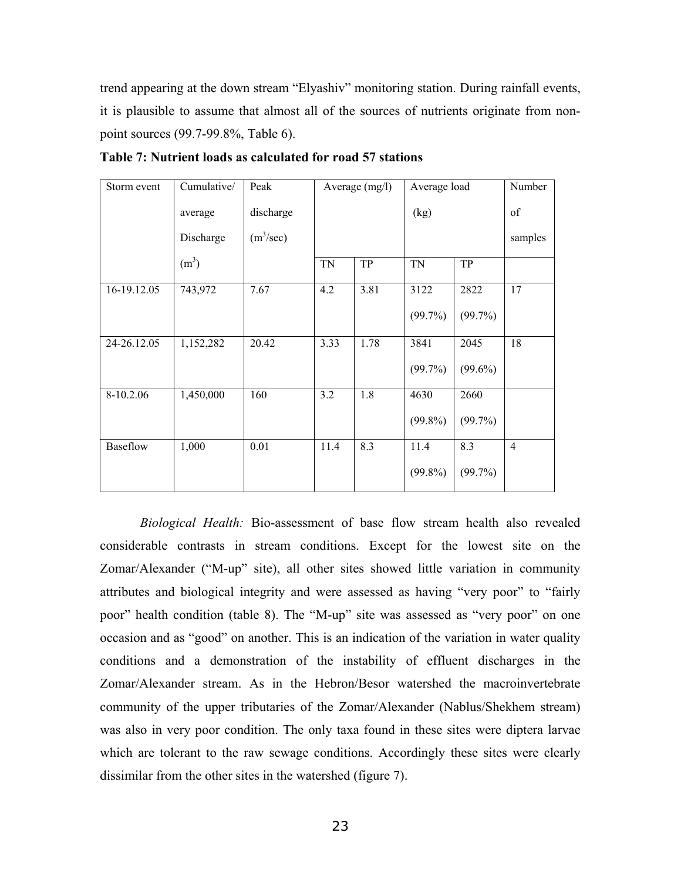trend appearing at the down stream "Elyashiv" monitoring station. During rainfall events, it is plausible to assume that almost all of the sources of nutrients originate from non-point sources (99.7-99.8%, Table 6).

**Table 7: Nutrient loads as calculated for road 57 stations**

| Storm event | Cumulative/ average Discharge ($m^3$) | Peak discharge ($m^3$/sec) | Average (mg/l) | | Average load (kg) | | Number of samples |
|---|---|---|---|---|---|---|---|
| | | | TN | TP | TN | TP | |
| 16-19.12.05 | 743,972 | 7.67 | 4.2 | 3.81 | 3122 (99.7%) | 2822 (99.7%) | 17 |
| 24-26.12.05 | 1,152,282 | 20.42 | 3.33 | 1.78 | 3841 (99.7%) | 2045 (99.6%) | 18 |
| 8-10.2.06 | 1,450,000 | 160 | 3.2 | 1.8 | 4630 (99.8%) | 2660 (99.7%) | |
| Baseflow | 1,000 | 0.01 | 11.4 | 8.3 | 11.4 (99.8%) | 8.3 (99.7%) | 4 |

*Biological Health:* Bio-assessment of base flow stream health also revealed considerable contrasts in stream conditions. Except for the lowest site on the Zomar/Alexander ("M-up" site), all other sites showed little variation in community attributes and biological integrity and were assessed as having "very poor" to "fairly poor" health condition (table 8). The "M-up" site was assessed as "very poor" on one occasion and as "good" on another. This is an indication of the variation in water quality conditions and a demonstration of the instability of effluent discharges in the Zomar/Alexander stream. As in the Hebron/Besor watershed the macroinvertebrate community of the upper tributaries of the Zomar/Alexander (Nablus/Shekhem stream) was also in very poor condition. The only taxa found in these sites were diptera larvae which are tolerant to the raw sewage conditions. Accordingly these sites were clearly dissimilar from the other sites in the watershed (figure 7).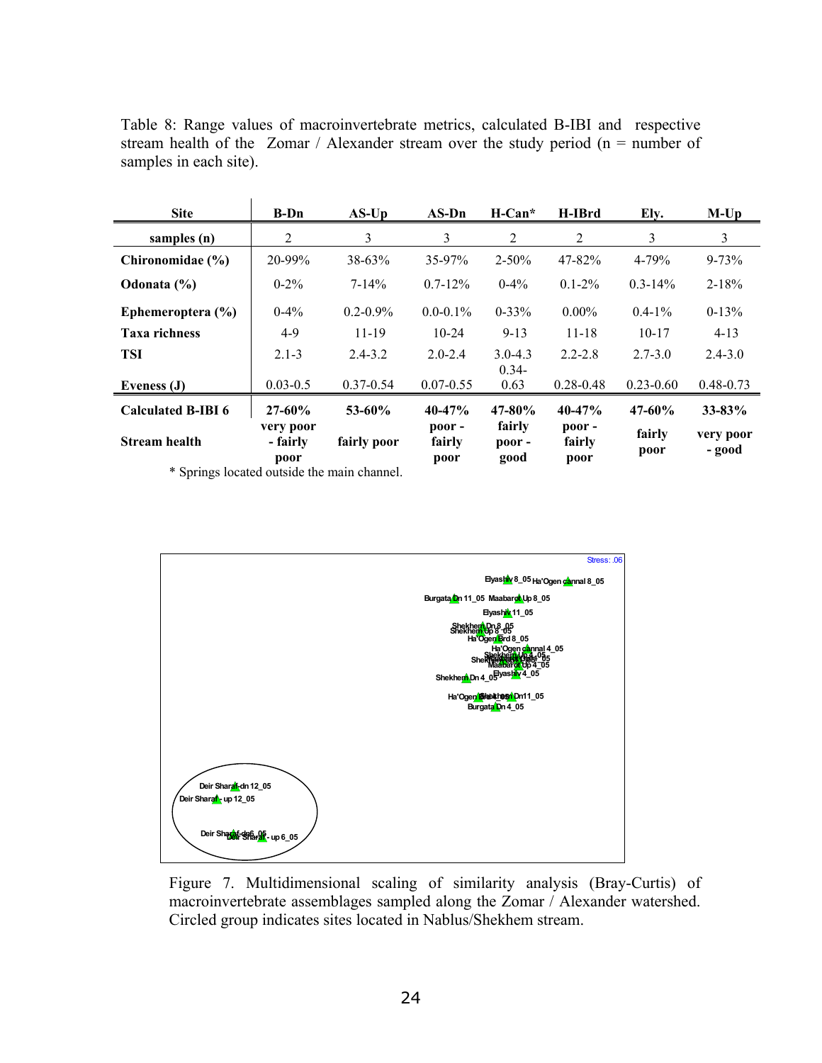Table 8: Range values of macroinvertebrate metrics, calculated B-IBI and respective stream health of the Zomar / Alexander stream over the study period (n = number of samples in each site).

| Site | B-Dn | AS-Up | AS-Dn | H-Can* | H-IBrd | Ely. | M-Up |
|---|---|---|---|---|---|---|---|
| samples (n) | 2 | 3 | 3 | 2 | 2 | 3 | 3 |
| Chironomidae (%) | 20-99% | 38-63% | 35-97% | 2-50% | 47-82% | 4-79% | 9-73% |
| Odonata (%) | 0-2% | 7-14% | 0.7-12% | 0-4% | 0.1-2% | 0.3-14% | 2-18% |
| Ephemeroptera (%) | 0-4% | 0.2-0.9% | 0.0-0.1% | 0-33% | 0.00% | 0.4-1% | 0-13% |
| Taxa richness | 4-9 | 11-19 | 10-24 | 9-13 | 11-18 | 10-17 | 4-13 |
| TSI | 2.1-3 | 2.4-3.2 | 2.0-2.4 | 3.0-4.3 | 2.2-2.8 | 2.7-3.0 | 2.4-3.0 |
| Eveness (J) | 0.03-0.5 | 0.37-0.54 | 0.07-0.55 | 0.34-0.63 | 0.28-0.48 | 0.23-0.60 | 0.48-0.73 |
| **Calculated B-IBI 6** | **27-60%** | **53-60%** | **40-47%** | **47-80%** | **40-47%** | **47-60%** | **33-83%** |
| **Stream health** | **very poor - fairly poor** | **fairly poor** | **poor - fairly poor** | **fairly poor - good** | **poor - fairly poor** | **fairly poor** | **very poor - good** |

\* Springs located outside the main channel.

Figure 7. Multidimensional scaling of similarity analysis (Bray-Curtis) of macroinvertebrate assemblages sampled along the Zomar / Alexander watershed. Circled group indicates sites located in Nablus/Shekhem stream.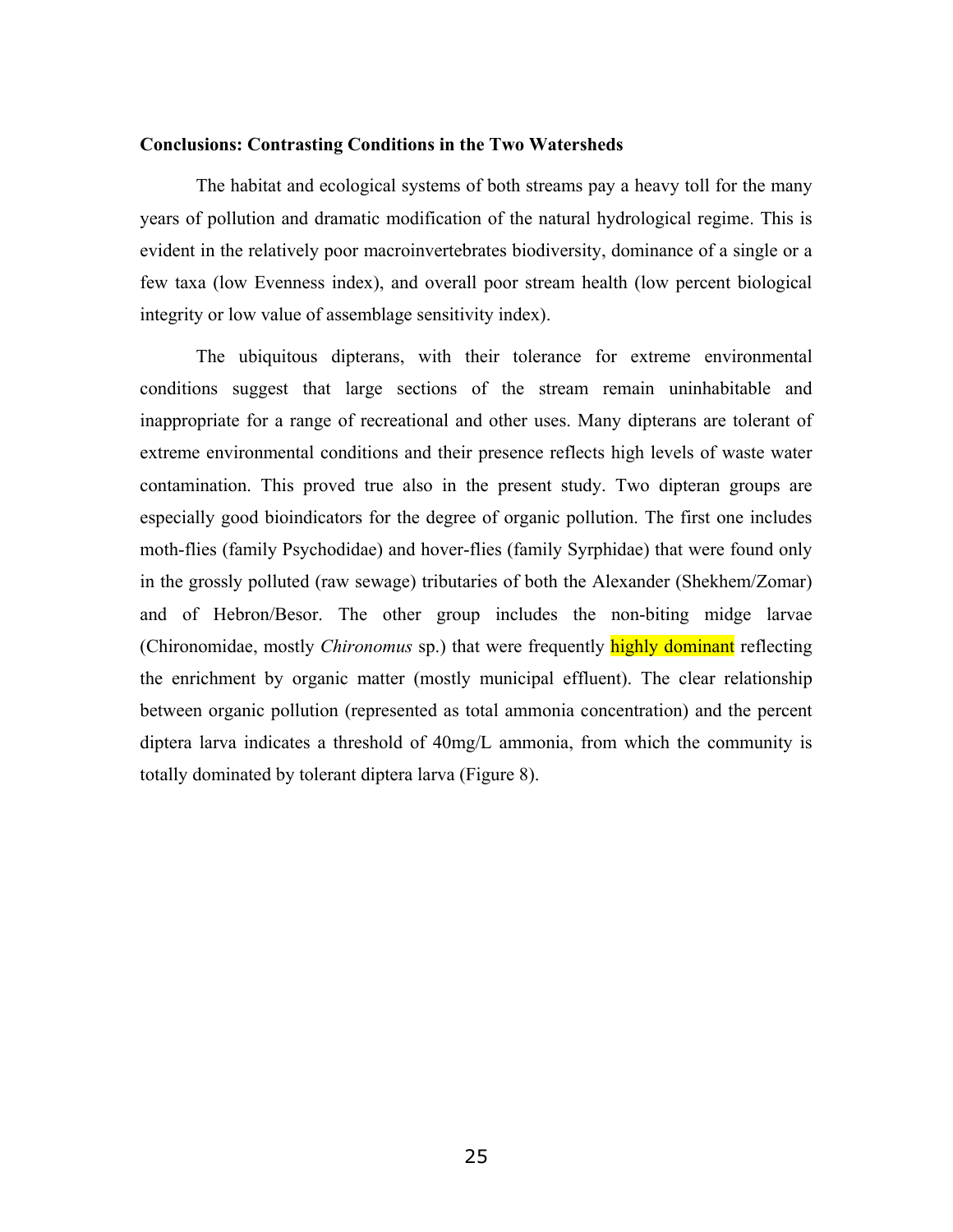**Conclusions: Contrasting Conditions in the Two Watersheds**

The habitat and ecological systems of both streams pay a heavy toll for the many years of pollution and dramatic modification of the natural hydrological regime. This is evident in the relatively poor macroinvertebrates biodiversity, dominance of a single or a few taxa (low Evenness index), and overall poor stream health (low percent biological integrity or low value of assemblage sensitivity index).

The ubiquitous dipterans, with their tolerance for extreme environmental conditions suggest that large sections of the stream remain uninhabitable and inappropriate for a range of recreational and other uses. Many dipterans are tolerant of extreme environmental conditions and their presence reflects high levels of waste water contamination. This proved true also in the present study. Two dipteran groups are especially good bioindicators for the degree of organic pollution. The first one includes moth-flies (family Psychodidae) and hover-flies (family Syrphidae) that were found only in the grossly polluted (raw sewage) tributaries of both the Alexander (Shekhem/Zomar) and of Hebron/Besor. The other group includes the non-biting midge larvae (Chironomidae, mostly *Chironomus* sp.) that were frequently highly dominant reflecting the enrichment by organic matter (mostly municipal effluent). The clear relationship between organic pollution (represented as total ammonia concentration) and the percent diptera larva indicates a threshold of 40mg/L ammonia, from which the community is totally dominated by tolerant diptera larva (Figure 8).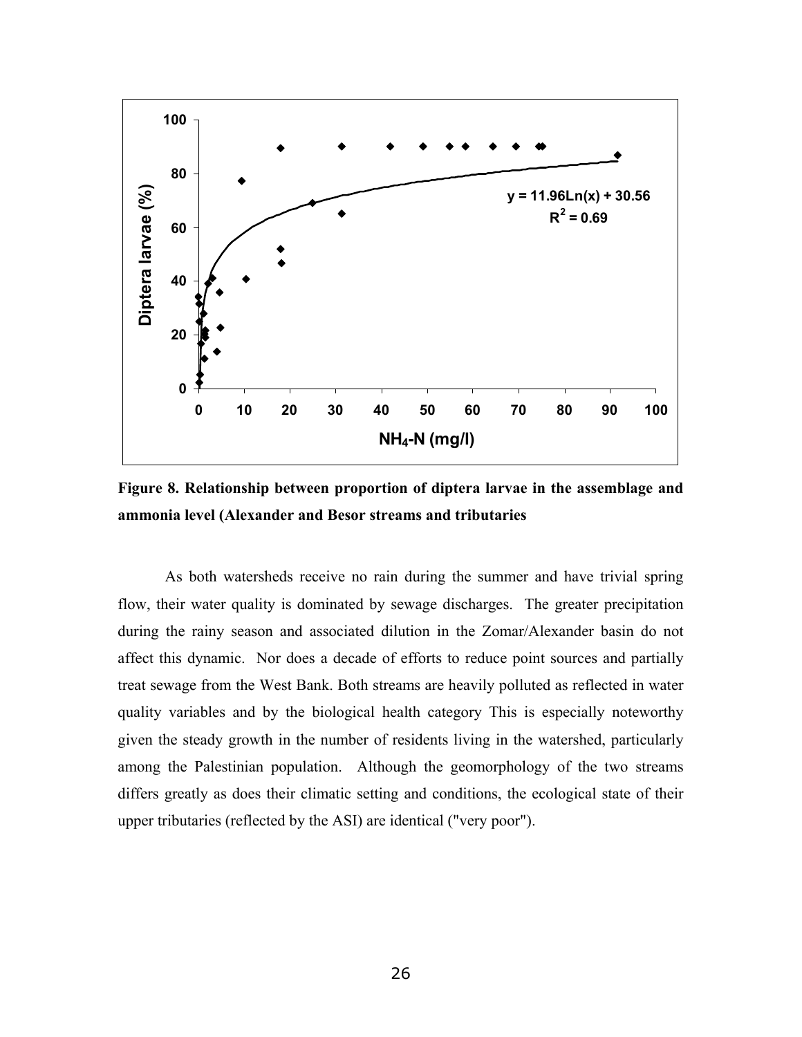Figure 8. Relationship between proportion of diptera larvae in the assemblage and ammonia level (Alexander and Besor streams and tributaries

As both watersheds receive no rain during the summer and have trivial spring flow, their water quality is dominated by sewage discharges. The greater precipitation during the rainy season and associated dilution in the Zomar/Alexander basin do not affect this dynamic. Nor does a decade of efforts to reduce point sources and partially treat sewage from the West Bank. Both streams are heavily polluted as reflected in water quality variables and by the biological health category This is especially noteworthy given the steady growth in the number of residents living in the watershed, particularly among the Palestinian population. Although the geomorphology of the two streams differs greatly as does their climatic setting and conditions, the ecological state of their upper tributaries (reflected by the ASI) are identical ("very poor").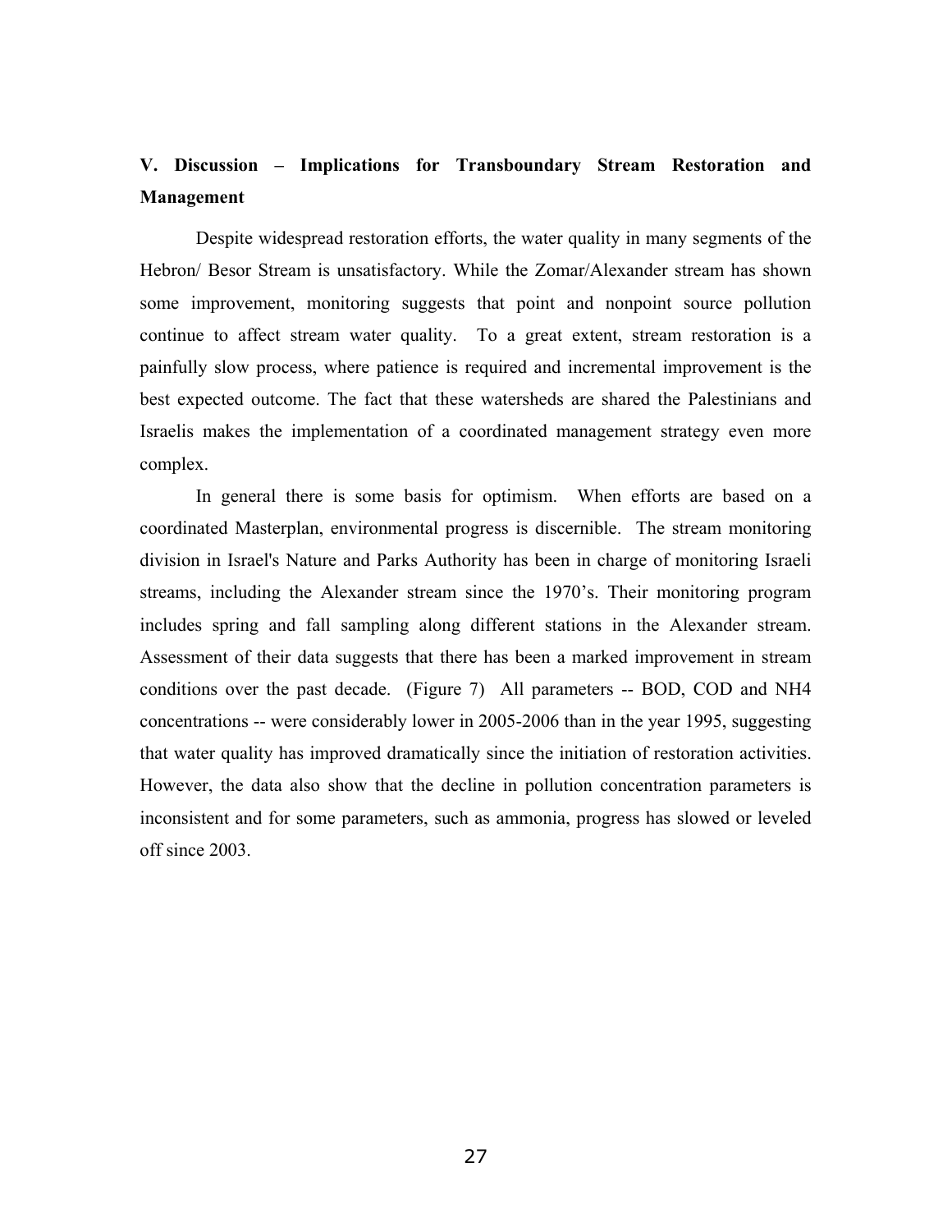## V. Discussion – Implications for Transboundary Stream Restoration and Management

Despite widespread restoration efforts, the water quality in many segments of the Hebron/ Besor Stream is unsatisfactory. While the Zomar/Alexander stream has shown some improvement, monitoring suggests that point and nonpoint source pollution continue to affect stream water quality. To a great extent, stream restoration is a painfully slow process, where patience is required and incremental improvement is the best expected outcome. The fact that these watersheds are shared the Palestinians and Israelis makes the implementation of a coordinated management strategy even more complex.

In general there is some basis for optimism. When efforts are based on a coordinated Masterplan, environmental progress is discernible. The stream monitoring division in Israel's Nature and Parks Authority has been in charge of monitoring Israeli streams, including the Alexander stream since the 1970's. Their monitoring program includes spring and fall sampling along different stations in the Alexander stream. Assessment of their data suggests that there has been a marked improvement in stream conditions over the past decade. (Figure 7) All parameters -- BOD, COD and $NH_4$ concentrations -- were considerably lower in 2005-2006 than in the year 1995, suggesting that water quality has improved dramatically since the initiation of restoration activities. However, the data also show that the decline in pollution concentration parameters is inconsistent and for some parameters, such as ammonia, progress has slowed or leveled off since 2003.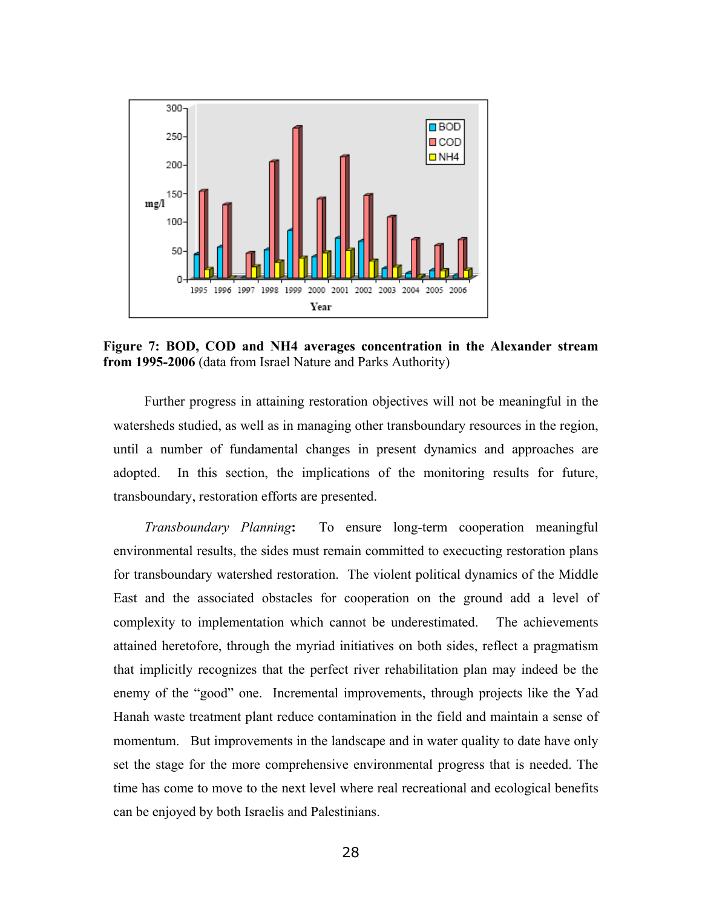**Figure 7: BOD, COD and NH4 averages concentration in the Alexander stream from 1995-2006** (data from Israel Nature and Parks Authority)

Further progress in attaining restoration objectives will not be meaningful in the watersheds studied, as well as in managing other transboundary resources in the region, until a number of fundamental changes in present dynamics and approaches are adopted. In this section, the implications of the monitoring results for future, transboundary, restoration efforts are presented.

*Transboundary Planning*: To ensure long-term cooperation meaningful environmental results, the sides must remain committed to executcting restoration plans for transboundary watershed restoration. The violent political dynamics of the Middle East and the associated obstacles for cooperation on the ground add a level of complexity to implementation which cannot be underestimated. The achievements attained heretofore, through the myriad initiatives on both sides, reflect a pragmatism that implicitly recognizes that the perfect river rehabilitation plan may indeed be the enemy of the "good" one. Incremental improvements, through projects like the Yad Hanah waste treatment plant reduce contamination in the field and maintain a sense of momentum. But improvements in the landscape and in water quality to date have only set the stage for the more comprehensive environmental progress that is needed. The time has come to move to the next level where real recreational and ecological benefits can be enjoyed by both Israelis and Palestinians.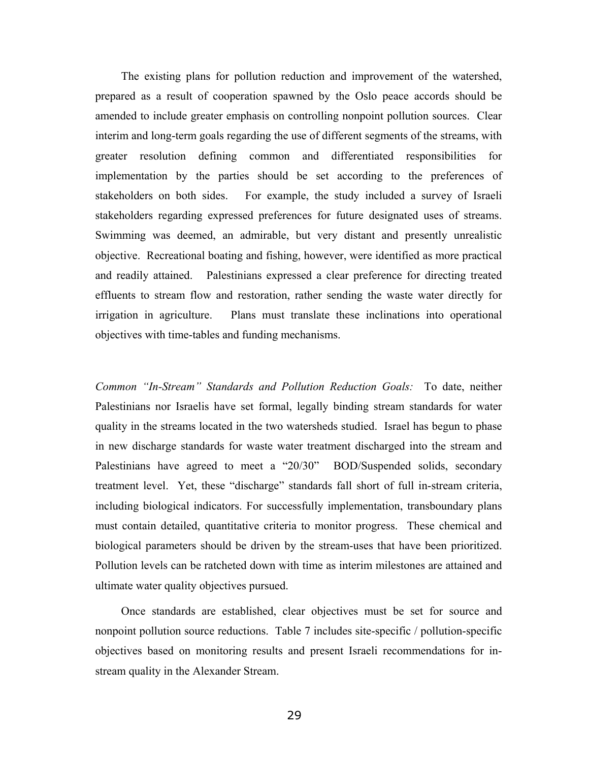The existing plans for pollution reduction and improvement of the watershed, prepared as a result of cooperation spawned by the Oslo peace accords should be amended to include greater emphasis on controlling nonpoint pollution sources. Clear interim and long-term goals regarding the use of different segments of the streams, with greater resolution defining common and differentiated responsibilities for implementation by the parties should be set according to the preferences of stakeholders on both sides. For example, the study included a survey of Israeli stakeholders regarding expressed preferences for future designated uses of streams. Swimming was deemed, an admirable, but very distant and presently unrealistic objective. Recreational boating and fishing, however, were identified as more practical and readily attained. Palestinians expressed a clear preference for directing treated effluents to stream flow and restoration, rather sending the waste water directly for irrigation in agriculture. Plans must translate these inclinations into operational objectives with time-tables and funding mechanisms.

*Common "In-Stream" Standards and Pollution Reduction Goals:* To date, neither Palestinians nor Israelis have set formal, legally binding stream standards for water quality in the streams located in the two watersheds studied. Israel has begun to phase in new discharge standards for waste water treatment discharged into the stream and Palestinians have agreed to meet a "20/30" BOD/Suspended solids, secondary treatment level. Yet, these "discharge" standards fall short of full in-stream criteria, including biological indicators. For successfully implementation, transboundary plans must contain detailed, quantitative criteria to monitor progress. These chemical and biological parameters should be driven by the stream-uses that have been prioritized. Pollution levels can be ratcheted down with time as interim milestones are attained and ultimate water quality objectives pursued.

Once standards are established, clear objectives must be set for source and nonpoint pollution source reductions. Table 7 includes site-specific / pollution-specific objectives based on monitoring results and present Israeli recommendations for in-stream quality in the Alexander Stream.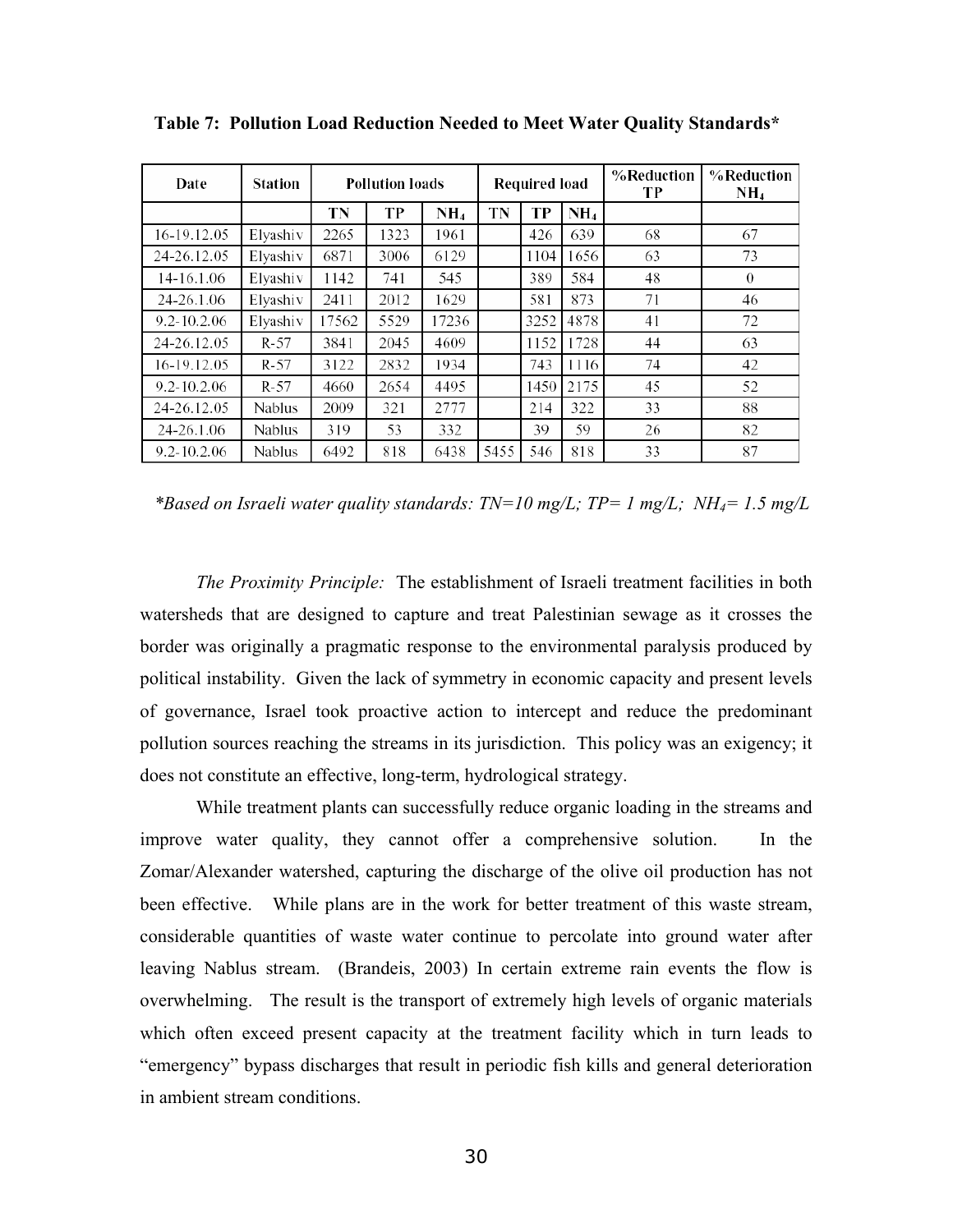**Table 7: Pollution Load Reduction Needed to Meet Water Quality Standards***

| Date | Station | Pollution loads | | | Required load | | | %Reduction TP | %Reduction $NH_4$ |
|---|---|---|---|---|---|---|---|---|---|
| | | TN | TP | $NH_4$ | TN | TP | $NH_4$ | | |
| 16-19.12.05 | Elyashiv | 2265 | 1323 | 1961 | | 426 | 639 | 68 | 67 |
| 24-26.12.05 | Elyashiv | 6871 | 3006 | 6129 | | 1104 | 1656 | 63 | 73 |
| 14-16.1.06 | Elyashiv | 1142 | 741 | 545 | | 389 | 584 | 48 | 0 |
| 24-26.1.06 | Elyashiv | 2411 | 2012 | 1629 | | 581 | 873 | 71 | 46 |
| 9.2-10.2.06 | Elyashiv | 17562 | 5529 | 17236 | | 3252 | 4878 | 41 | 72 |
| 24-26.12.05 | R-57 | 3841 | 2045 | 4609 | | 1152 | 1728 | 44 | 63 |
| 16-19.12.05 | R-57 | 3122 | 2832 | 1934 | | 743 | 1116 | 74 | 42 |
| 9.2-10.2.06 | R-57 | 4660 | 2654 | 4495 | | 1450 | 2175 | 45 | 52 |
| 24-26.12.05 | Nablus | 2009 | 321 | 2777 | | 214 | 322 | 33 | 88 |
| 24-26.1.06 | Nablus | 319 | 53 | 332 | | 39 | 59 | 26 | 82 |
| 9.2-10.2.06 | Nablus | 6492 | 818 | 6438 | 5455 | 546 | 818 | 33 | 87 |

*\*Based on Israeli water quality standards: TN=10 mg/L; TP= 1 mg/L; $NH_4$= 1.5 mg/L*

*The Proximity Principle:* The establishment of Israeli treatment facilities in both watersheds that are designed to capture and treat Palestinian sewage as it crosses the border was originally a pragmatic response to the environmental paralysis produced by political instability. Given the lack of symmetry in economic capacity and present levels of governance, Israel took proactive action to intercept and reduce the predominant pollution sources reaching the streams in its jurisdiction. This policy was an exigency; it does not constitute an effective, long-term, hydrological strategy.

While treatment plants can successfully reduce organic loading in the streams and improve water quality, they cannot offer a comprehensive solution. In the Zomar/Alexander watershed, capturing the discharge of the olive oil production has not been effective. While plans are in the work for better treatment of this waste stream, considerable quantities of waste water continue to percolate into ground water after leaving Nablus stream. (Brandeis, 2003) In certain extreme rain events the flow is overwhelming. The result is the transport of extremely high levels of organic materials which often exceed present capacity at the treatment facility which in turn leads to "emergency" bypass discharges that result in periodic fish kills and general deterioration in ambient stream conditions.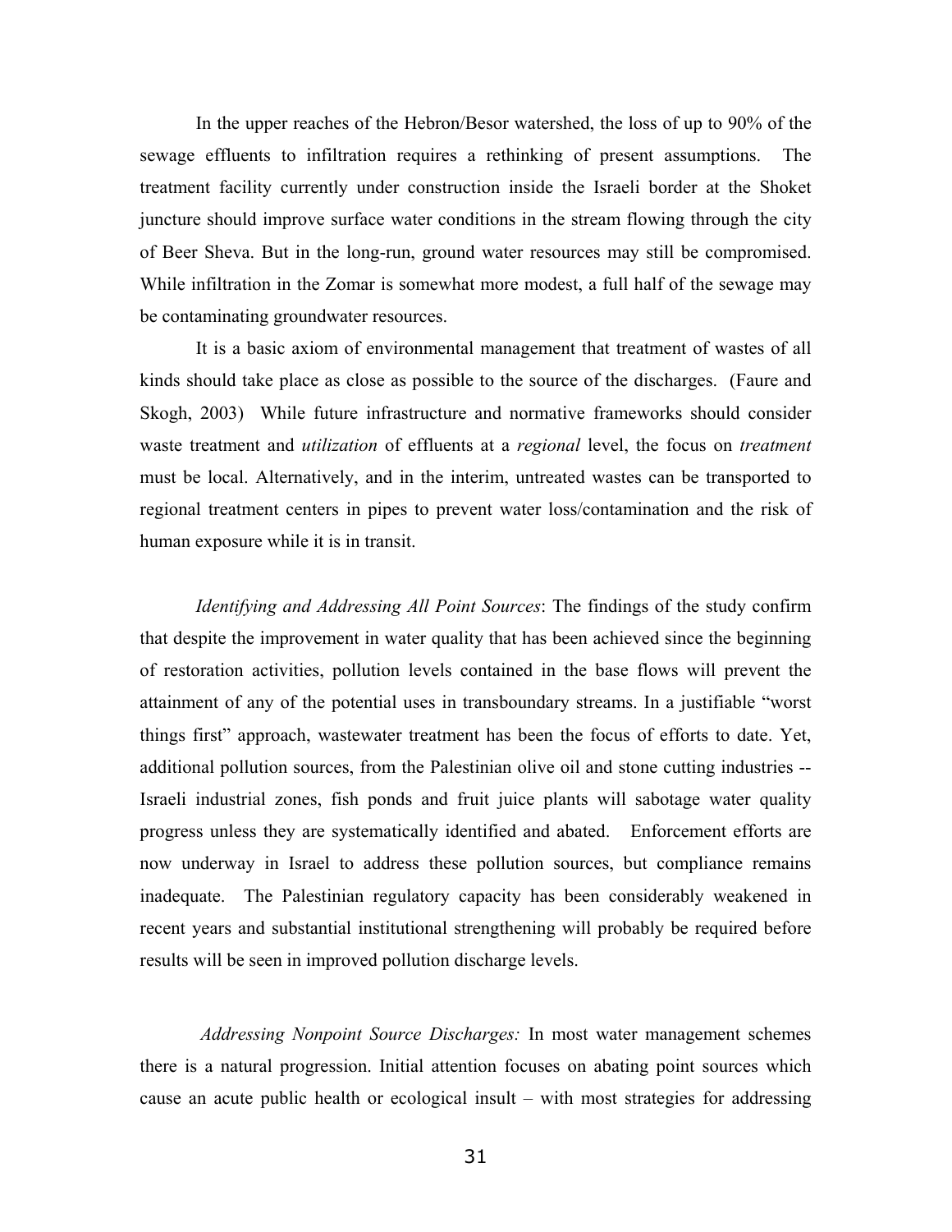In the upper reaches of the Hebron/Besor watershed, the loss of up to 90% of the sewage effluents to infiltration requires a rethinking of present assumptions. The treatment facility currently under construction inside the Israeli border at the Shoket juncture should improve surface water conditions in the stream flowing through the city of Beer Sheva. But in the long-run, ground water resources may still be compromised. While infiltration in the Zomar is somewhat more modest, a full half of the sewage may be contaminating groundwater resources.

It is a basic axiom of environmental management that treatment of wastes of all kinds should take place as close as possible to the source of the discharges. (Faure and Skogh, 2003) While future infrastructure and normative frameworks should consider waste treatment and *utilization* of effluents at a *regional* level, the focus on *treatment* must be local. Alternatively, and in the interim, untreated wastes can be transported to regional treatment centers in pipes to prevent water loss/contamination and the risk of human exposure while it is in transit.

*Identifying and Addressing All Point Sources*: The findings of the study confirm that despite the improvement in water quality that has been achieved since the beginning of restoration activities, pollution levels contained in the base flows will prevent the attainment of any of the potential uses in transboundary streams. In a justifiable "worst things first" approach, wastewater treatment has been the focus of efforts to date. Yet, additional pollution sources, from the Palestinian olive oil and stone cutting industries -- Israeli industrial zones, fish ponds and fruit juice plants will sabotage water quality progress unless they are systematically identified and abated. Enforcement efforts are now underway in Israel to address these pollution sources, but compliance remains inadequate. The Palestinian regulatory capacity has been considerably weakened in recent years and substantial institutional strengthening will probably be required before results will be seen in improved pollution discharge levels.

*Addressing Nonpoint Source Discharges:* In most water management schemes there is a natural progression. Initial attention focuses on abating point sources which cause an acute public health or ecological insult – with most strategies for addressing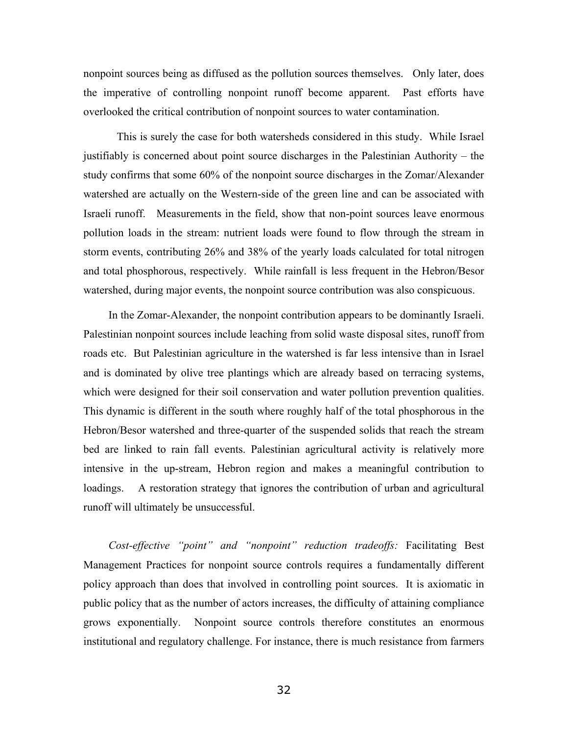nonpoint sources being as diffused as the pollution sources themselves. Only later, does the imperative of controlling nonpoint runoff become apparent. Past efforts have overlooked the critical contribution of nonpoint sources to water contamination.

This is surely the case for both watersheds considered in this study. While Israel justifiably is concerned about point source discharges in the Palestinian Authority – the study confirms that some 60% of the nonpoint source discharges in the Zomar/Alexander watershed are actually on the Western-side of the green line and can be associated with Israeli runoff. Measurements in the field, show that non-point sources leave enormous pollution loads in the stream: nutrient loads were found to flow through the stream in storm events, contributing 26% and 38% of the yearly loads calculated for total nitrogen and total phosphorous, respectively. While rainfall is less frequent in the Hebron/Besor watershed, during major events, the nonpoint source contribution was also conspicuous.

In the Zomar-Alexander, the nonpoint contribution appears to be dominantly Israeli. Palestinian nonpoint sources include leaching from solid waste disposal sites, runoff from roads etc. But Palestinian agriculture in the watershed is far less intensive than in Israel and is dominated by olive tree plantings which are already based on terracing systems, which were designed for their soil conservation and water pollution prevention qualities. This dynamic is different in the south where roughly half of the total phosphorous in the Hebron/Besor watershed and three-quarter of the suspended solids that reach the stream bed are linked to rain fall events. Palestinian agricultural activity is relatively more intensive in the up-stream, Hebron region and makes a meaningful contribution to loadings. A restoration strategy that ignores the contribution of urban and agricultural runoff will ultimately be unsuccessful.

*Cost-effective "point" and "nonpoint" reduction tradeoffs:* Facilitating Best Management Practices for nonpoint source controls requires a fundamentally different policy approach than does that involved in controlling point sources. It is axiomatic in public policy that as the number of actors increases, the difficulty of attaining compliance grows exponentially. Nonpoint source controls therefore constitutes an enormous institutional and regulatory challenge. For instance, there is much resistance from farmers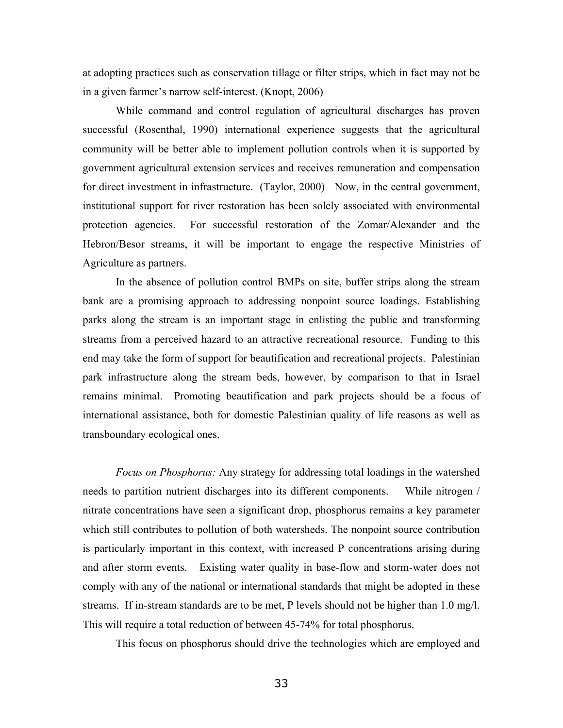at adopting practices such as conservation tillage or filter strips, which in fact may not be in a given farmer's narrow self-interest. (Knopt, 2006)

While command and control regulation of agricultural discharges has proven successful (Rosenthal, 1990) international experience suggests that the agricultural community will be better able to implement pollution controls when it is supported by government agricultural extension services and receives remuneration and compensation for direct investment in infrastructure. (Taylor, 2000) Now, in the central government, institutional support for river restoration has been solely associated with environmental protection agencies. For successful restoration of the Zomar/Alexander and the Hebron/Besor streams, it will be important to engage the respective Ministries of Agriculture as partners.

In the absence of pollution control BMPs on site, buffer strips along the stream bank are a promising approach to addressing nonpoint source loadings. Establishing parks along the stream is an important stage in enlisting the public and transforming streams from a perceived hazard to an attractive recreational resource. Funding to this end may take the form of support for beautification and recreational projects. Palestinian park infrastructure along the stream beds, however, by comparison to that in Israel remains minimal. Promoting beautification and park projects should be a focus of international assistance, both for domestic Palestinian quality of life reasons as well as transboundary ecological ones.

*Focus on Phosphorus:* Any strategy for addressing total loadings in the watershed needs to partition nutrient discharges into its different components. While nitrogen / nitrate concentrations have seen a significant drop, phosphorus remains a key parameter which still contributes to pollution of both watersheds. The nonpoint source contribution is particularly important in this context, with increased P concentrations arising during and after storm events. Existing water quality in base-flow and storm-water does not comply with any of the national or international standards that might be adopted in these streams. If in-stream standards are to be met, P levels should not be higher than 1.0 mg/l. This will require a total reduction of between 45-74% for total phosphorus.

This focus on phosphorus should drive the technologies which are employed and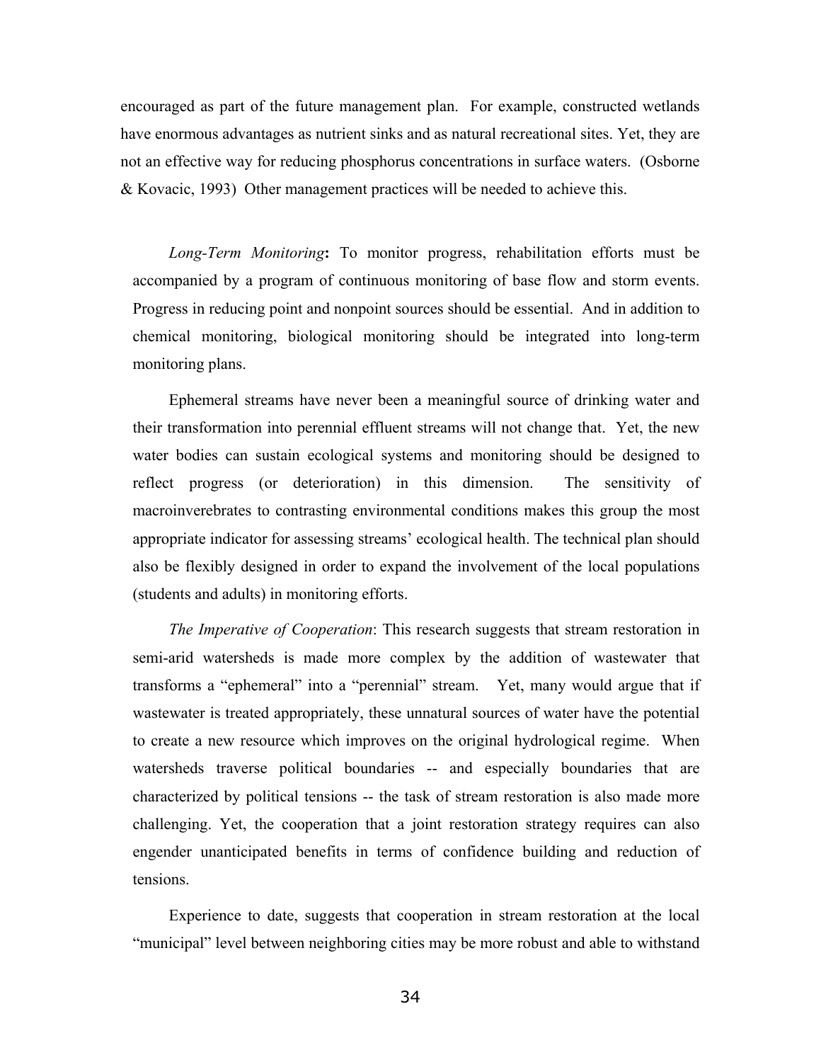encouraged as part of the future management plan. For example, constructed wetlands have enormous advantages as nutrient sinks and as natural recreational sites. Yet, they are not an effective way for reducing phosphorus concentrations in surface waters. (Osborne & Kovacic, 1993) Other management practices will be needed to achieve this.

*Long-Term Monitoring*: To monitor progress, rehabilitation efforts must be accompanied by a program of continuous monitoring of base flow and storm events. Progress in reducing point and nonpoint sources should be essential. And in addition to chemical monitoring, biological monitoring should be integrated into long-term monitoring plans.

Ephemeral streams have never been a meaningful source of drinking water and their transformation into perennial effluent streams will not change that. Yet, the new water bodies can sustain ecological systems and monitoring should be designed to reflect progress (or deterioration) in this dimension. The sensitivity of macroinverebrates to contrasting environmental conditions makes this group the most appropriate indicator for assessing streams' ecological health. The technical plan should also be flexibly designed in order to expand the involvement of the local populations (students and adults) in monitoring efforts.

*The Imperative of Cooperation*: This research suggests that stream restoration in semi-arid watersheds is made more complex by the addition of wastewater that transforms a "ephemeral" into a "perennial" stream. Yet, many would argue that if wastewater is treated appropriately, these unnatural sources of water have the potential to create a new resource which improves on the original hydrological regime. When watersheds traverse political boundaries -- and especially boundaries that are characterized by political tensions -- the task of stream restoration is also made more challenging. Yet, the cooperation that a joint restoration strategy requires can also engender unanticipated benefits in terms of confidence building and reduction of tensions.

Experience to date, suggests that cooperation in stream restoration at the local "municipal" level between neighboring cities may be more robust and able to withstand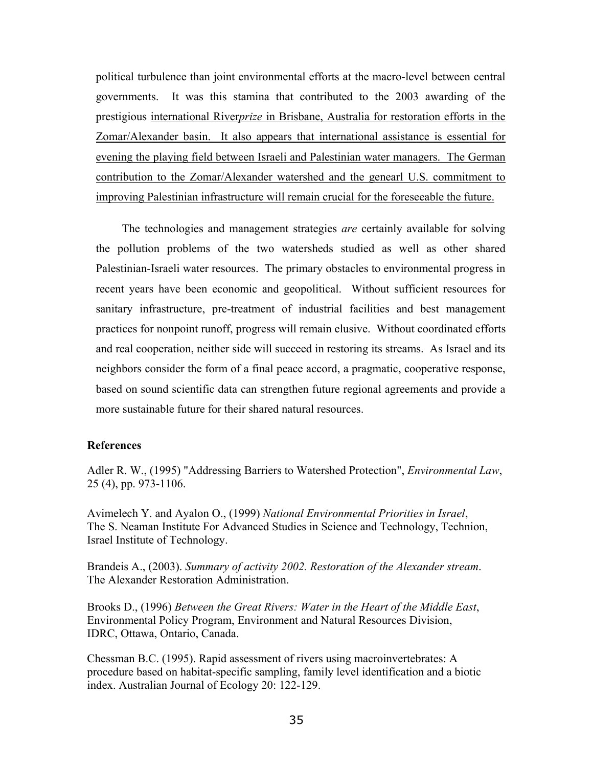political turbulence than joint environmental efforts at the macro-level between central governments. It was this stamina that contributed to the 2003 awarding of the prestigious <u>international River*prize* in Brisbane, Australia for restoration efforts in the Zomar/Alexander basin. It also appears that international assistance is essential for evening the playing field between Israeli and Palestinian water managers. The German contribution to the Zomar/Alexander watershed and the genearl U.S. commitment to improving Palestinian infrastructure will remain crucial for the foreseeable the future.</u>

The technologies and management strategies *are* certainly available for solving the pollution problems of the two watersheds studied as well as other shared Palestinian-Israeli water resources. The primary obstacles to environmental progress in recent years have been economic and geopolitical. Without sufficient resources for sanitary infrastructure, pre-treatment of industrial facilities and best management practices for nonpoint runoff, progress will remain elusive. Without coordinated efforts and real cooperation, neither side will succeed in restoring its streams. As Israel and its neighbors consider the form of a final peace accord, a pragmatic, cooperative response, based on sound scientific data can strengthen future regional agreements and provide a more sustainable future for their shared natural resources.

**References**

Adler R. W., (1995) "Addressing Barriers to Watershed Protection", *Environmental Law*, 25 (4), pp. 973-1106.

Avimelech Y. and Ayalon O., (1999) *National Environmental Priorities in Israel*, The S. Neaman Institute For Advanced Studies in Science and Technology, Technion, Israel Institute of Technology.

Brandeis A., (2003). *Summary of activity 2002. Restoration of the Alexander stream*. The Alexander Restoration Administration.

Brooks D., (1996) *Between the Great Rivers: Water in the Heart of the Middle East*, Environmental Policy Program, Environment and Natural Resources Division, IDRC, Ottawa, Ontario, Canada.

Chessman B.C. (1995). Rapid assessment of rivers using macroinvertebrates: A procedure based on habitat-specific sampling, family level identification and a biotic index. Australian Journal of Ecology 20: 122-129.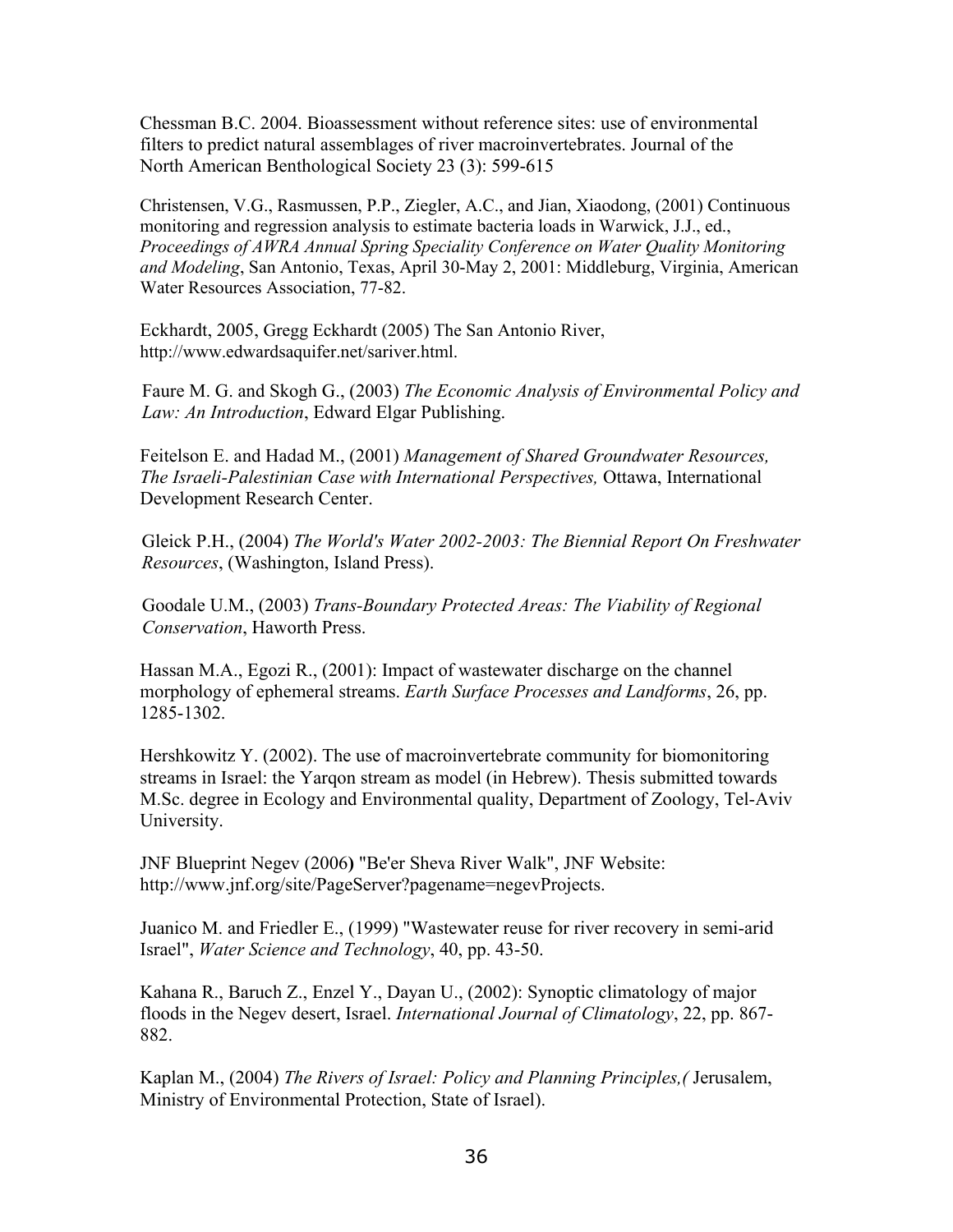Chessman B.C. 2004. Bioassessment without reference sites: use of environmental filters to predict natural assemblages of river macroinvertebrates. Journal of the North American Benthological Society 23 (3): 599-615

Christensen, V.G., Rasmussen, P.P., Ziegler, A.C., and Jian, Xiaodong, (2001) Continuous monitoring and regression analysis to estimate bacteria loads in Warwick, J.J., ed., *Proceedings of AWRA Annual Spring Speciality Conference on Water Quality Monitoring and Modeling*, San Antonio, Texas, April 30-May 2, 2001: Middleburg, Virginia, American Water Resources Association, 77-82.

Eckhardt, 2005, Gregg Eckhardt (2005) The San Antonio River, http://www.edwardsaquifer.net/sariver.html.

Faure M. G. and Skogh G., (2003) *The Economic Analysis of Environmental Policy and Law: An Introduction*, Edward Elgar Publishing.

Feitelson E. and Hadad M., (2001) *Management of Shared Groundwater Resources, The Israeli-Palestinian Case with International Perspectives,* Ottawa, International Development Research Center.

Gleick P.H., (2004) *The World's Water 2002-2003: The Biennial Report On Freshwater Resources*, (Washington, Island Press).

Goodale U.M., (2003) *Trans-Boundary Protected Areas: The Viability of Regional Conservation*, Haworth Press.

Hassan M.A., Egozi R., (2001): Impact of wastewater discharge on the channel morphology of ephemeral streams. *Earth Surface Processes and Landforms*, 26, pp. 1285-1302.

Hershkowitz Y. (2002). The use of macroinvertebrate community for biomonitoring streams in Israel: the Yarqon stream as model (in Hebrew). Thesis submitted towards M.Sc. degree in Ecology and Environmental quality, Department of Zoology, Tel-Aviv University.

JNF Blueprint Negev (2006**)** "Be'er Sheva River Walk", JNF Website: http://www.jnf.org/site/PageServer?pagename=negevProjects.

Juanico M. and Friedler E., (1999) "Wastewater reuse for river recovery in semi-arid Israel", *Water Science and Technology*, 40, pp. 43-50.

Kahana R., Baruch Z., Enzel Y., Dayan U., (2002): Synoptic climatology of major floods in the Negev desert, Israel. *International Journal of Climatology*, 22, pp. 867-882.

Kaplan M., (2004) *The Rivers of Israel: Policy and Planning Principles,(* Jerusalem, Ministry of Environmental Protection, State of Israel).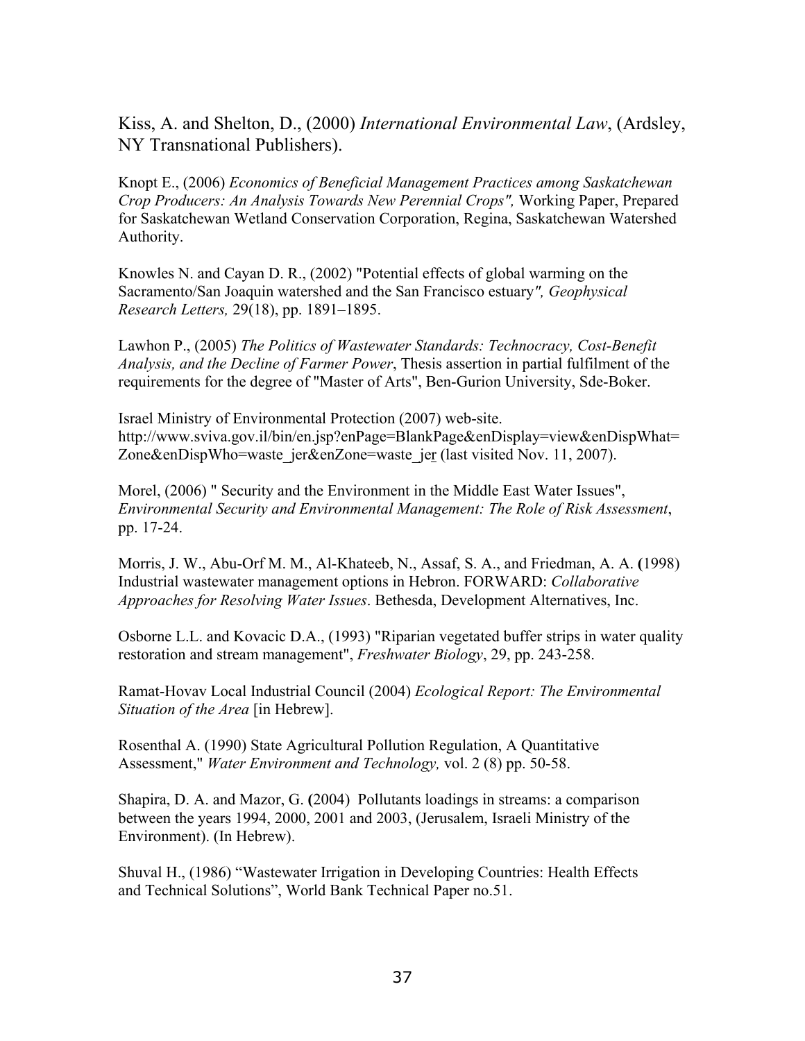Kiss, A. and Shelton, D., (2000) *International Environmental Law*, (Ardsley, NY Transnational Publishers).

Knopt E., (2006) *Economics of Beneficial Management Practices among Saskatchewan Crop Producers: An Analysis Towards New Perennial Crops",* Working Paper, Prepared for Saskatchewan Wetland Conservation Corporation, Regina, Saskatchewan Watershed Authority.

Knowles N. and Cayan D. R., (2002) "Potential effects of global warming on the Sacramento/San Joaquin watershed and the San Francisco estuary*", Geophysical Research Letters,* 29(18), pp. 1891–1895.

Lawhon P., (2005) *The Politics of Wastewater Standards: Technocracy, Cost-Benefit Analysis, and the Decline of Farmer Power*, Thesis assertion in partial fulfilment of the requirements for the degree of "Master of Arts", Ben-Gurion University, Sde-Boker.

Israel Ministry of Environmental Protection (2007) web-site. http://www.sviva.gov.il/bin/en.jsp?enPage=BlankPage&enDisplay=view&enDispWhat=Zone&enDispWho=waste_jer&enZone=waste_jer (last visited Nov. 11, 2007).

Morel, (2006) " Security and the Environment in the Middle East Water Issues", *Environmental Security and Environmental Management: The Role of Risk Assessment*, pp. 17-24.

Morris, J. W., Abu-Orf M. M., Al-Khateeb, N., Assaf, S. A., and Friedman, A. A. **(**1998) Industrial wastewater management options in Hebron. FORWARD: *Collaborative Approaches for Resolving Water Issues*. Bethesda, Development Alternatives, Inc.

Osborne L.L. and Kovacic D.A., (1993) "Riparian vegetated buffer strips in water quality restoration and stream management", *Freshwater Biology*, 29, pp. 243-258.

Ramat-Hovav Local Industrial Council (2004) *Ecological Report: The Environmental Situation of the Area* [in Hebrew].

Rosenthal A. (1990) State Agricultural Pollution Regulation, A Quantitative Assessment," *Water Environment and Technology,* vol. 2 (8) pp. 50-58.

Shapira, D. A. and Mazor, G. **(**2004) Pollutants loadings in streams: a comparison between the years 1994, 2000, 2001 and 2003, (Jerusalem, Israeli Ministry of the Environment). (In Hebrew).

Shuval H., (1986) "Wastewater Irrigation in Developing Countries: Health Effects and Technical Solutions", World Bank Technical Paper no.51.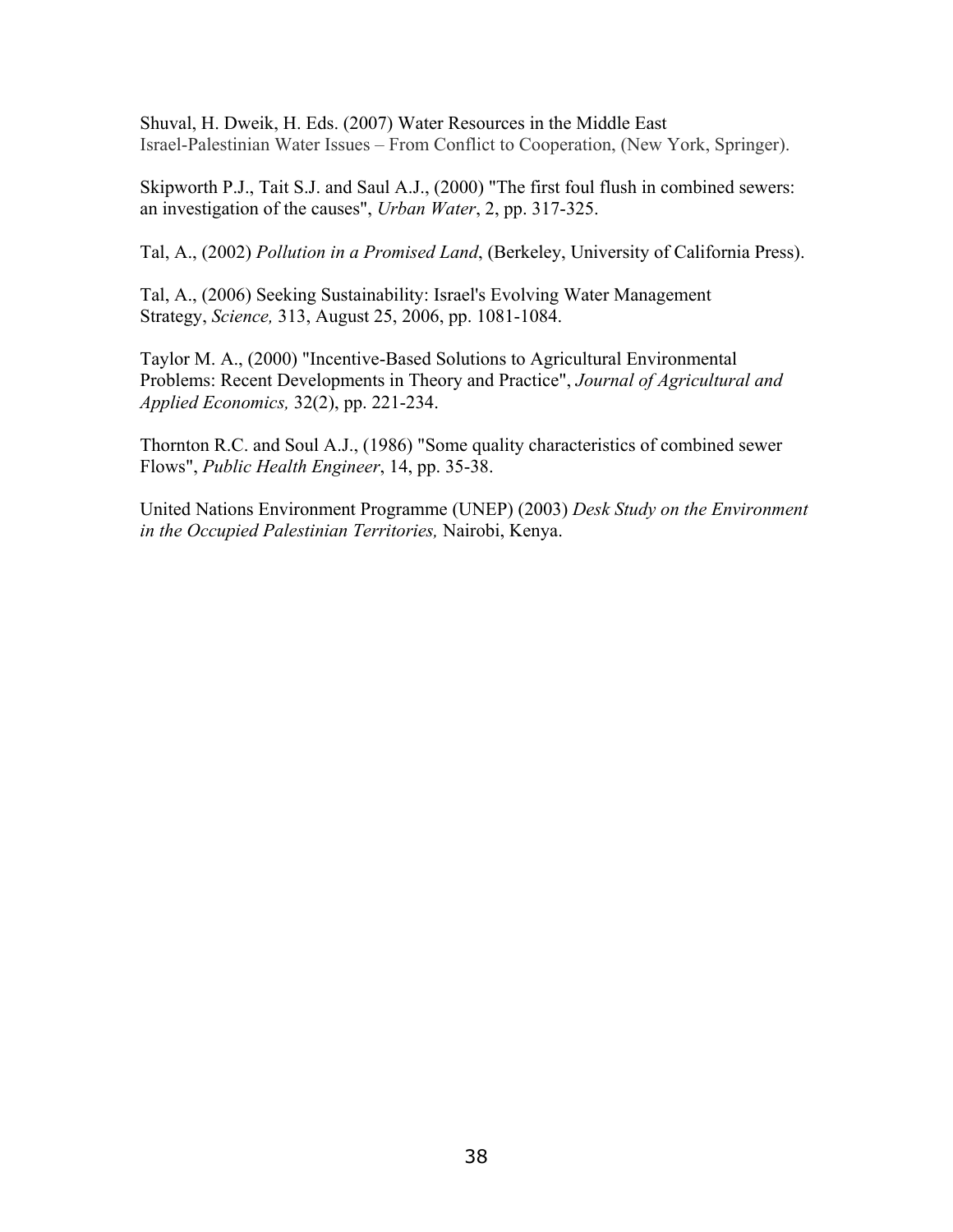Shuval, H. Dweik, H. Eds. (2007) Water Resources in the Middle East
Israel-Palestinian Water Issues – From Conflict to Cooperation, (New York, Springer).

Skipworth P.J., Tait S.J. and Saul A.J., (2000) "The first foul flush in combined sewers: an investigation of the causes", *Urban Water*, 2, pp. 317-325.

Tal, A., (2002) *Pollution in a Promised Land*, (Berkeley, University of California Press).

Tal, A., (2006) Seeking Sustainability: Israel's Evolving Water Management Strategy, *Science,* 313, August 25, 2006, pp. 1081-1084.

Taylor M. A., (2000) "Incentive-Based Solutions to Agricultural Environmental Problems: Recent Developments in Theory and Practice", *Journal of Agricultural and Applied Economics,* 32(2), pp. 221-234.

Thornton R.C. and Soul A.J., (1986) "Some quality characteristics of combined sewer Flows", *Public Health Engineer*, 14, pp. 35-38.

United Nations Environment Programme (UNEP) (2003) *Desk Study on the Environment in the Occupied Palestinian Territories,* Nairobi, Kenya.